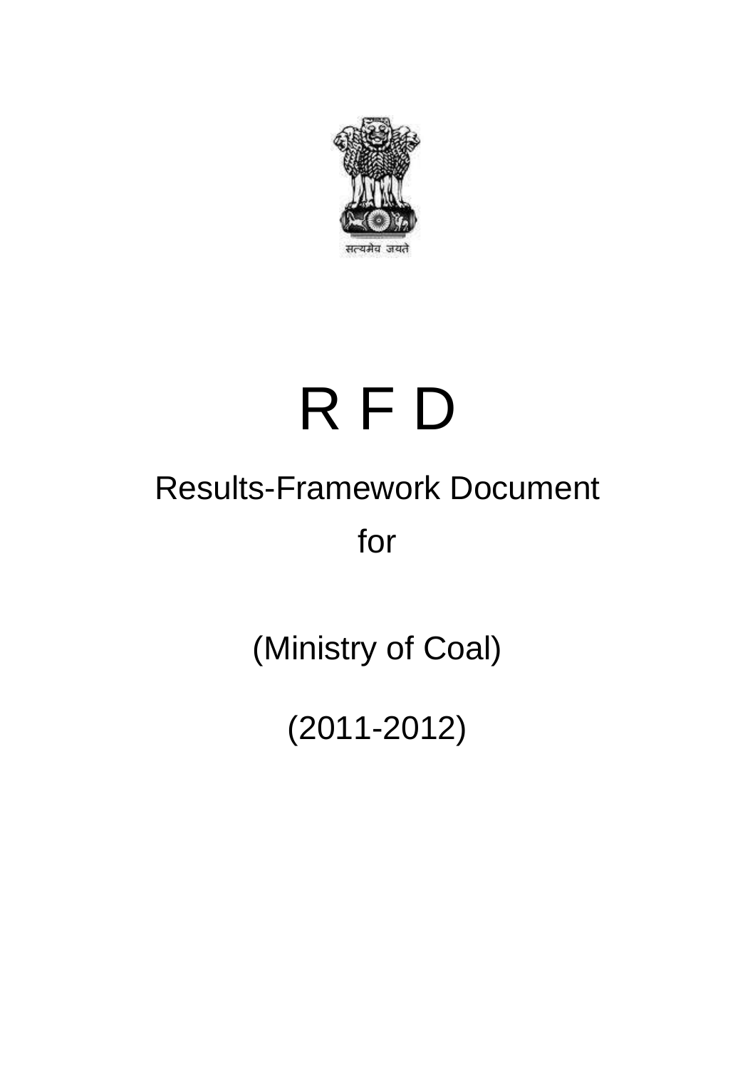सत्यमेव जयते

# R F D

## Results-Framework Document

for

(Ministry of Coal)

(2011-2012)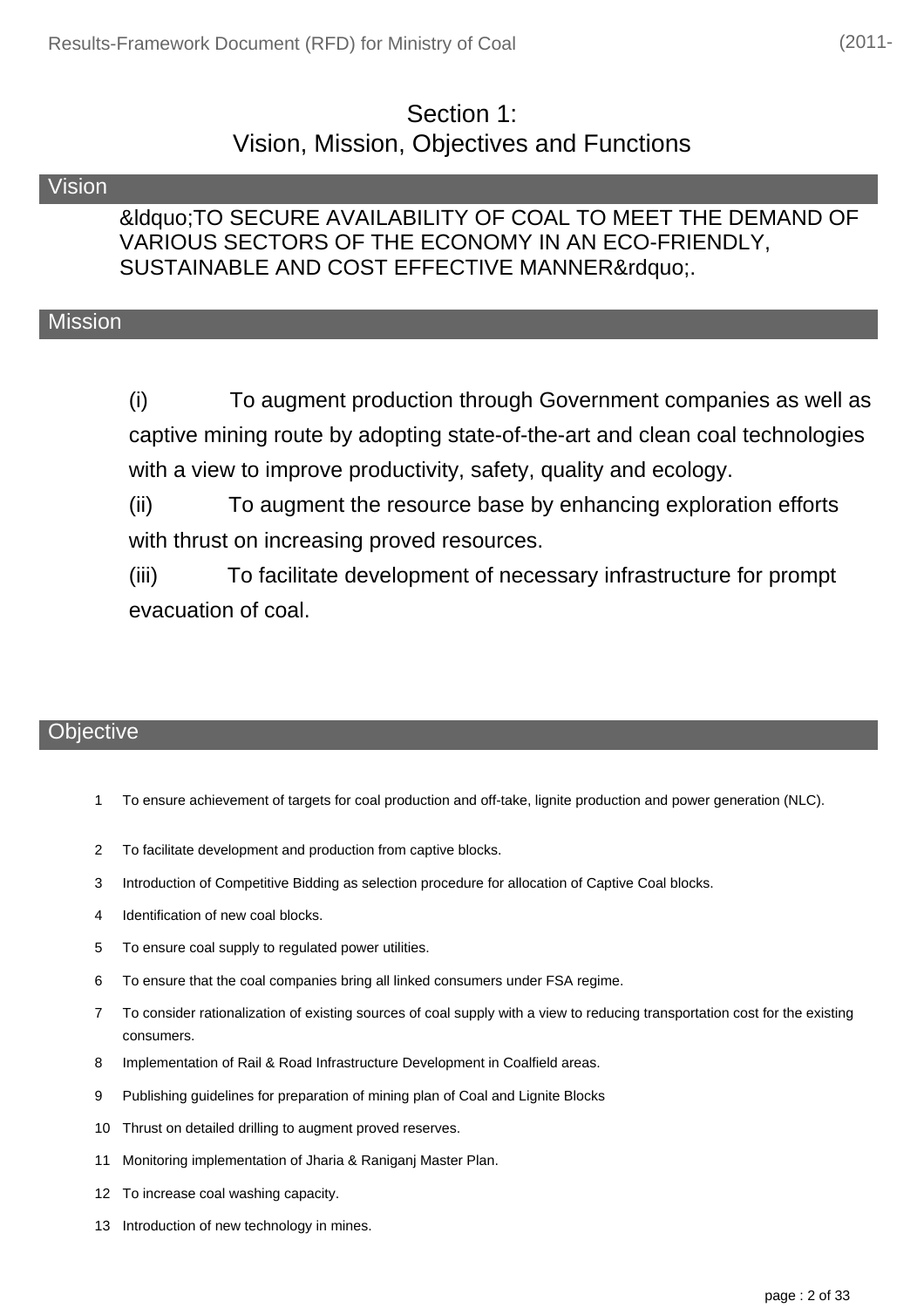# Section 1:
# Vision, Mission, Objectives and Functions

## Vision

&ldquo;TO SECURE AVAILABILITY OF COAL TO MEET THE DEMAND OF VARIOUS SECTORS OF THE ECONOMY IN AN ECO-FRIENDLY, SUSTAINABLE AND COST EFFECTIVE MANNER&rdquo;.

## Mission

(i) To augment production through Government companies as well as captive mining route by adopting state-of-the-art and clean coal technologies with a view to improve productivity, safety, quality and ecology.

(ii) To augment the resource base by enhancing exploration efforts with thrust on increasing proved resources.

(iii) To facilitate development of necessary infrastructure for prompt evacuation of coal.

## Objective

1. To ensure achievement of targets for coal production and off-take, lignite production and power generation (NLC).
2. To facilitate development and production from captive blocks.
3. Introduction of Competitive Bidding as selection procedure for allocation of Captive Coal blocks.
4. Identification of new coal blocks.
5. To ensure coal supply to regulated power utilities.
6. To ensure that the coal companies bring all linked consumers under FSA regime.
7. To consider rationalization of existing sources of coal supply with a view to reducing transportation cost for the existing consumers.
8. Implementation of Rail & Road Infrastructure Development in Coalfield areas.
9. Publishing guidelines for preparation of mining plan of Coal and Lignite Blocks
10. Thrust on detailed drilling to augment proved reserves.
11. Monitoring implementation of Jharia & Raniganj Master Plan.
12. To increase coal washing capacity.
13. Introduction of new technology in mines.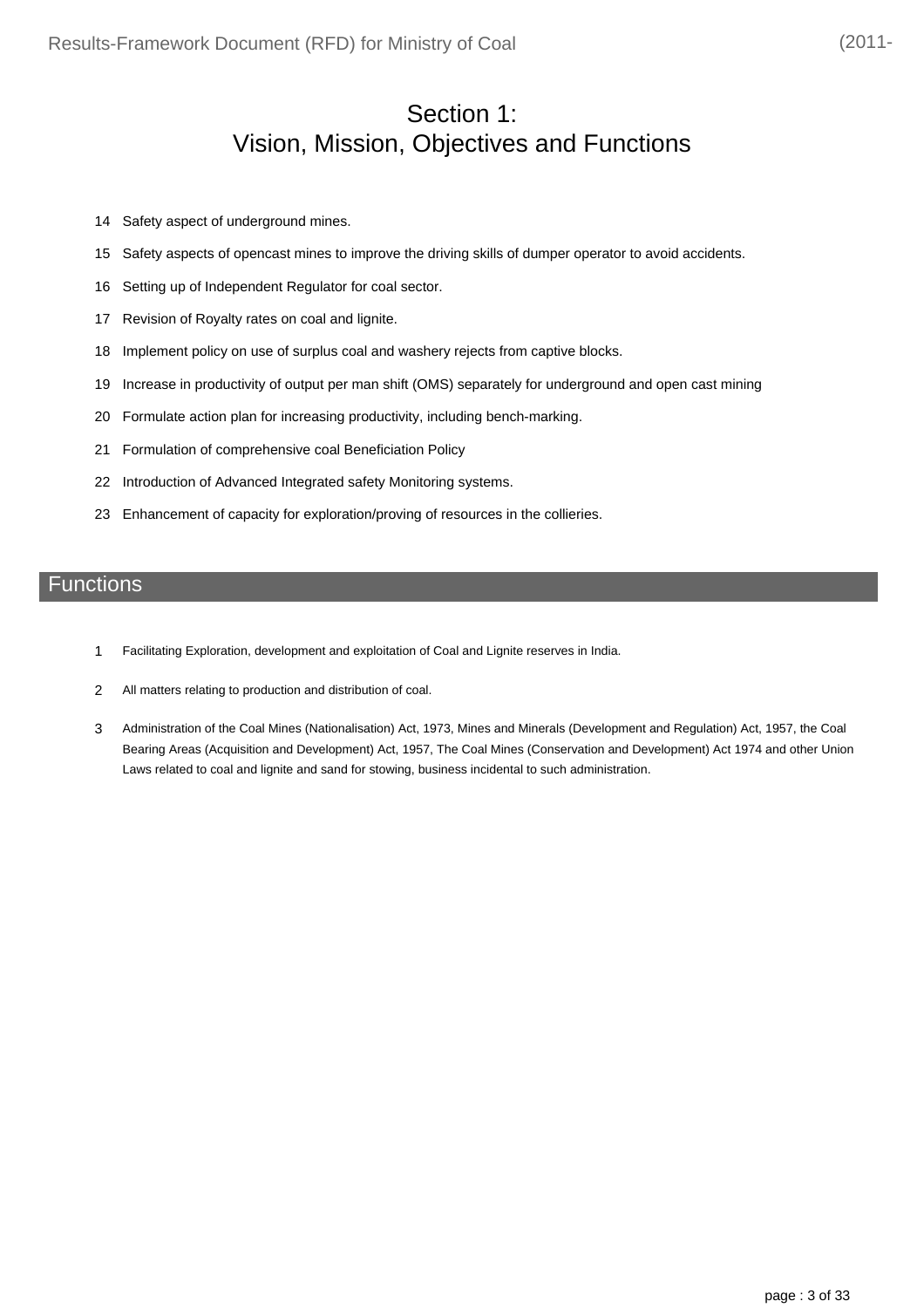# Section 1:
# Vision, Mission, Objectives and Functions

14 Safety aspect of underground mines.

15 Safety aspects of opencast mines to improve the driving skills of dumper operator to avoid accidents.

16 Setting up of Independent Regulator for coal sector.

17 Revision of Royalty rates on coal and lignite.

18 Implement policy on use of surplus coal and washery rejects from captive blocks.

19 Increase in productivity of output per man shift (OMS) separately for underground and open cast mining

20 Formulate action plan for increasing productivity, including bench-marking.

21 Formulation of comprehensive coal Beneficiation Policy

22 Introduction of Advanced Integrated safety Monitoring systems.

23 Enhancement of capacity for exploration/proving of resources in the collieries.

## Functions

1 Facilitating Exploration, development and exploitation of Coal and Lignite reserves in India.

2 All matters relating to production and distribution of coal.

3 Administration of the Coal Mines (Nationalisation) Act, 1973, Mines and Minerals (Development and Regulation) Act, 1957, the Coal Bearing Areas (Acquisition and Development) Act, 1957, The Coal Mines (Conservation and Development) Act 1974 and other Union Laws related to coal and lignite and sand for stowing, business incidental to such administration.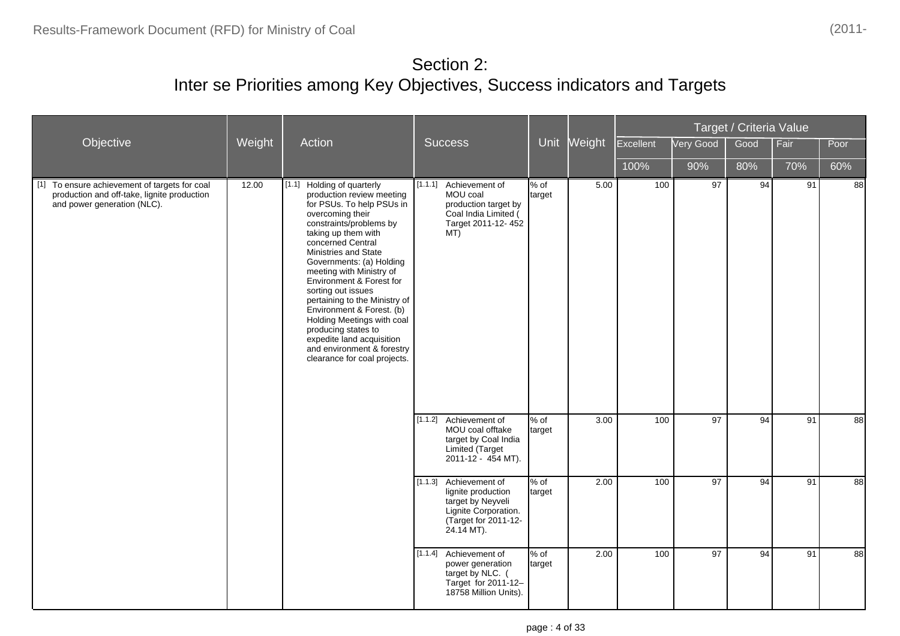# Section 2:
# Inter se Priorities among Key Objectives, Success indicators and Targets

| Objective | Weight | Action | Success | Unit | Weight | Target / Criteria Value | | | | |
|---|---|---|---|---|---|---|---|---|---|---|
| | | | | | | Excellent | Very Good | Good | Fair | Poor |
| | | | | | | 100% | 90% | 80% | 70% | 60% |
| [1] To ensure achievement of targets for coal production and off-take, lignite production and power generation (NLC). | 12.00 | [1.1] Holding of quarterly production review meeting for PSUs. To help PSUs in overcoming their constraints/problems by taking up them with concerned Central Ministries and State Governments: (a) Holding meeting with Ministry of Environment & Forest for sorting out issues pertaining to the Ministry of Environment & Forest. (b) Holding Meetings with coal producing states to expedite land acquisition and environment & forestry clearance for coal projects. | [1.1.1] Achievement of MOU coal production target by Coal India Limited ( Target 2011-12- 452 MT) | % of target | 5.00 | 100 | 97 | 94 | 91 | 88 |
| | | | [1.1.2] Achievement of MOU coal offtake target by Coal India Limited (Target 2011-12 - 454 MT). | % of target | 3.00 | 100 | 97 | 94 | 91 | 88 |
| | | | [1.1.3] Achievement of lignite production target by Neyveli Lignite Corporation. (Target for 2011-12- 24.14 MT). | % of target | 2.00 | 100 | 97 | 94 | 91 | 88 |
| | | | [1.1.4] Achievement of power generation target by NLC. ( Target for 2011-12– 18758 Million Units). | % of target | 2.00 | 100 | 97 | 94 | 91 | 88 |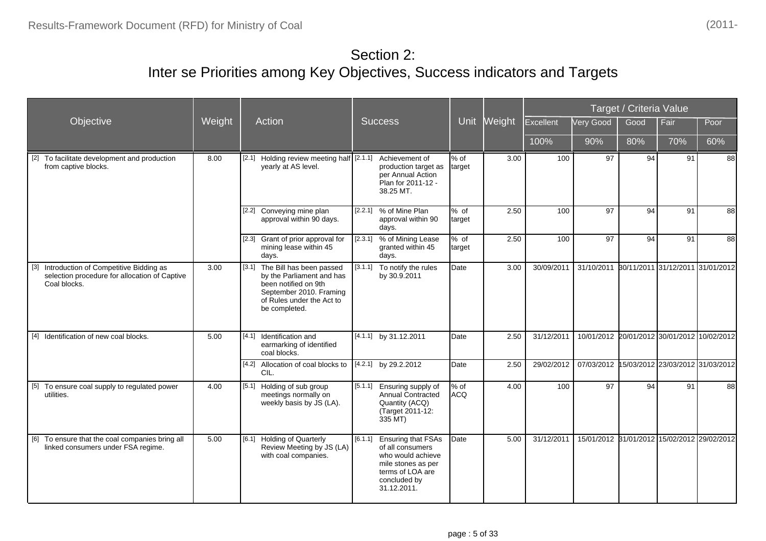# Section 2:
# Inter se Priorities among Key Objectives, Success indicators and Targets

| Objective | Weight | Action | Success | Unit | Weight | Target / Criteria Value | | | | |
|---|---|---|---|---|---|---|---|---|---|---|
| | | | | | | Excellent | Very Good | Good | Fair | Poor |
| | | | | | | 100% | 90% | 80% | 70% | 60% |
| [2] To facilitate development and production from captive blocks. | 8.00 | [2.1] Holding review meeting half yearly at AS level. | [2.1.1] Achievement of production target as per Annual Action Plan for 2011-12 - 38.25 MT. | % of target | 3.00 | 100 | 97 | 94 | 91 | 88 |
| | | [2.2] Conveying mine plan approval within 90 days. | [2.2.1] % of Mine Plan approval within 90 days. | % of target | 2.50 | 100 | 97 | 94 | 91 | 88 |
| | | [2.3] Grant of prior approval for mining lease within 45 days. | [2.3.1] % of Mining Lease granted within 45 days. | % of target | 2.50 | 100 | 97 | 94 | 91 | 88 |
| [3] Introduction of Competitive Bidding as selection procedure for allocation of Captive Coal blocks. | 3.00 | [3.1] The Bill has been passed by the Parliament and has been notified on 9th September 2010. Framing of Rules under the Act to be completed. | [3.1.1] To notify the rules by 30.9.2011 | Date | 3.00 | 30/09/2011 | 31/10/2011 | 30/11/2011 | 31/12/2011 | 31/01/2012 |
| [4] Identification of new coal blocks. | 5.00 | [4.1] Identification and earmarking of identified coal blocks. | [4.1.1] by 31.12.2011 | Date | 2.50 | 31/12/2011 | 10/01/2012 | 20/01/2012 | 30/01/2012 | 10/02/2012 |
| | | [4.2] Allocation of coal blocks to CIL. | [4.2.1] by 29.2.2012 | Date | 2.50 | 29/02/2012 | 07/03/2012 | 15/03/2012 | 23/03/2012 | 31/03/2012 |
| [5] To ensure coal supply to regulated power utilities. | 4.00 | [5.1] Holding of sub group meetings normally on weekly basis by JS (LA). | [5.1.1] Ensuring supply of Annual Contracted Quantity (ACQ) (Target 2011-12: 335 MT) | % of ACQ | 4.00 | 100 | 97 | 94 | 91 | 88 |
| [6] To ensure that the coal companies bring all linked consumers under FSA regime. | 5.00 | [6.1] Holding of Quarterly Review Meeting by JS (LA) with coal companies. | [6.1.1] Ensuring that FSAs of all consumers who would achieve mile stones as per terms of LOA are concluded by 31.12.2011. | Date | 5.00 | 31/12/2011 | 15/01/2012 | 31/01/2012 | 15/02/2012 | 29/02/2012 |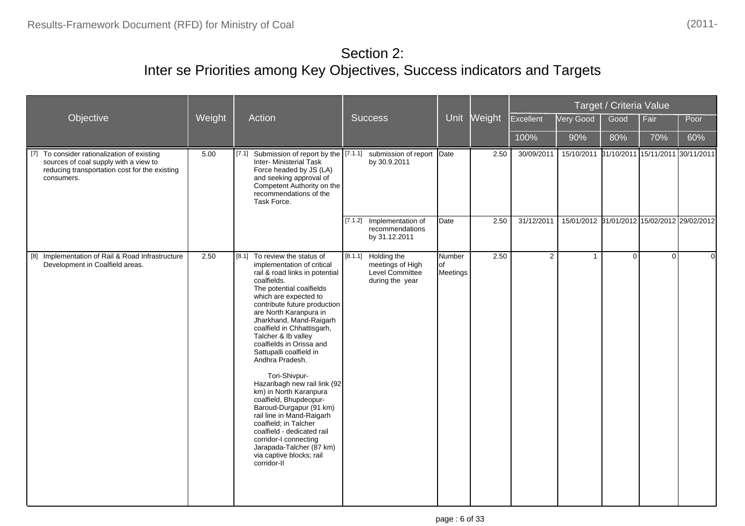# Section 2:
# Inter se Priorities among Key Objectives, Success indicators and Targets

| Objective | Weight | Action | Success | Unit | Weight | Target / Criteria Value | | | | |
|---|---|---|---|---|---|---|---|---|---|---|
| | | | | | | Excellent | Very Good | Good | Fair | Poor |
| | | | | | | 100% | 90% | 80% | 70% | 60% |
| [7] To consider rationalization of existing sources of coal supply with a view to reducing transportation cost for the existing consumers. | 5.00 | [7.1] Submission of report by the Inter- Ministerial Task Force headed by JS (LA) and seeking approval of Competent Authority on the recommendations of the Task Force. | [7.1.1] submission of report by 30.9.2011 | Date | 2.50 | 30/09/2011 | 15/10/2011 | 31/10/2011 | 15/11/2011 | 30/11/2011 |
| | | | [7.1.2] Implementation of recommendations by 31.12.2011 | Date | 2.50 | 31/12/2011 | 15/01/2012 | 31/01/2012 | 15/02/2012 | 29/02/2012 |
| [8] Implementation of Rail & Road Infrastructure Development in Coalfield areas. | 2.50 | [8.1] To review the status of implementation of critical rail & road links in potential coalfields. The potential coalfields which are expected to contribute future production are North Karanpura in Jharkhand, Mand-Raigarh coalfield in Chhattisgarh, Talcher & Ib valley coalfields in Orissa and Sattupalli coalfield in Andhra Pradesh. Tori-Shivpur-Hazaribagh new rail link (92 km) in North Karanpura coalfield, Bhupdeopur-Baroud-Durgapur (91 km) rail line in Mand-Raigarh coalfield; in Talcher coalfield - dedicated rail corridor-I connecting Jarapada-Talcher (87 km) via captive blocks; rail corridor-II | [8.1.1] Holding the meetings of High Level Committee during the year | Number of Meetings | 2.50 | 2 | 1 | 0 | 0 | 0 |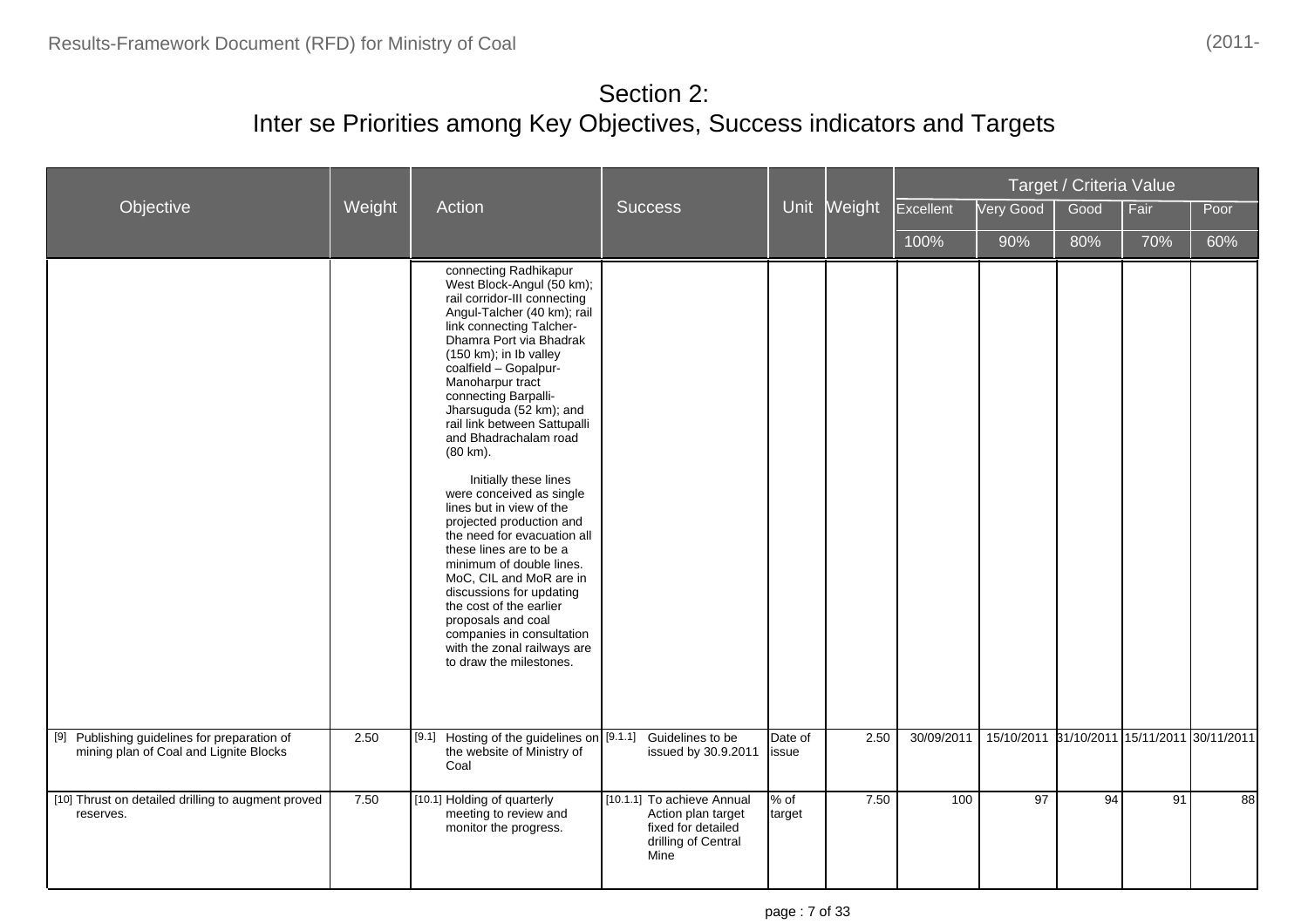## Section 2:
## Inter se Priorities among Key Objectives, Success indicators and Targets

| Objective | Weight | Action | Success | Unit | Weight | Target / Criteria Value | | | | |
|---|---|---|---|---|---|---|---|---|---|---|
| | | | | | | Excellent | Very Good | Good | Fair | Poor |
| | | | | | | 100% | 90% | 80% | 70% | 60% |
| | | connecting Radhikapur West Block-Angul (50 km); rail corridor-III connecting Angul-Talcher (40 km); rail link connecting Talcher-Dhamra Port via Bhadrak (150 km); in Ib valley coalfield – Gopalpur-Manoharpur tract connecting Barpalli-Jharsuguda (52 km); and rail link between Sattupalli and Bhadrachalam road (80 km).<br><br>Initially these lines were conceived as single lines but in view of the projected production and the need for evacuation all these lines are to be a minimum of double lines. MoC, CIL and MoR are in discussions for updating the cost of the earlier proposals and coal companies in consultation with the zonal railways are to draw the milestones. | | | | | | | | |
| [9] Publishing guidelines for preparation of mining plan of Coal and Lignite Blocks | 2.50 | [9.1] Hosting of the guidelines on the website of Ministry of Coal | [9.1.1] Guidelines to be issued by 30.9.2011 | Date of issue | 2.50 | 30/09/2011 | 15/10/2011 | 31/10/2011 | 15/11/2011 | 30/11/2011 |
| [10] Thrust on detailed drilling to augment proved reserves. | 7.50 | [10.1] Holding of quarterly meeting to review and monitor the progress. | [10.1.1] To achieve Annual Action plan target fixed for detailed drilling of Central Mine | % of target | 7.50 | 100 | 97 | 94 | 91 | 88 |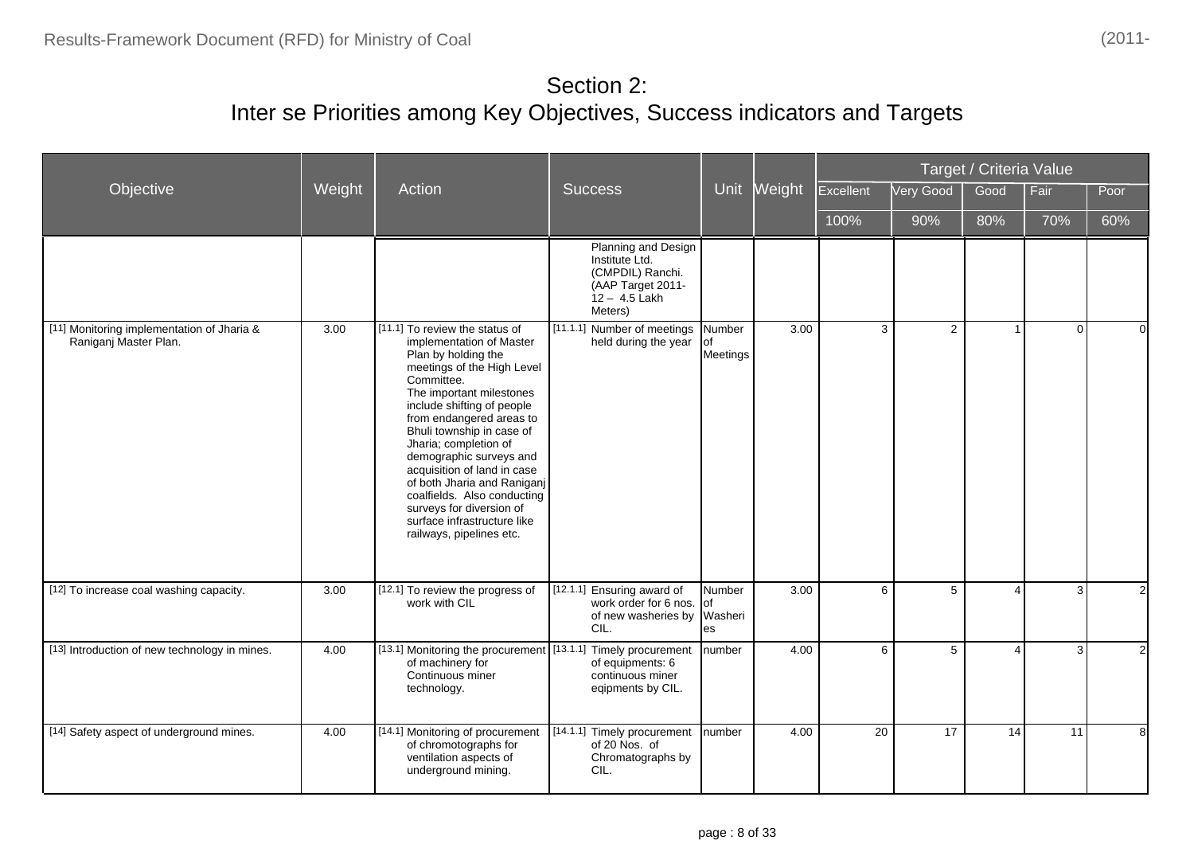# Section 2:
# Inter se Priorities among Key Objectives, Success indicators and Targets

| Objective | Weight | Action | Success | Unit | Weight | Target / Criteria Value | | | | |
|---|---|---|---|---|---|---|---|---|---|---|
| | | | | | | Excellent | Very Good | Good | Fair | Poor |
| | | | | | | 100% | 90% | 80% | 70% | 60% |
| | | | Planning and Design Institute Ltd. (CMPDIL) Ranchi. (AAP Target 2011-12 – 4.5 Lakh Meters) | | | | | | | |
| [11] Monitoring implementation of Jharia & Raniganj Master Plan. | 3.00 | [11.1] To review the status of implementation of Master Plan by holding the meetings of the High Level Committee. The important milestones include shifting of people from endangered areas to Bhuli township in case of Jharia; completion of demographic surveys and acquisition of land in case of both Jharia and Raniganj coalfields. Also conducting surveys for diversion of surface infrastructure like railways, pipelines etc. | [11.1.1] Number of meetings held during the year | Number of Meetings | 3.00 | 3 | 2 | 1 | 0 | 0 |
| [12] To increase coal washing capacity. | 3.00 | [12.1] To review the progress of work with CIL | [12.1.1] Ensuring award of work order for 6 nos. of new washeries by CIL. | Number of Washeries | 3.00 | 6 | 5 | 4 | 3 | 2 |
| [13] Introduction of new technology in mines. | 4.00 | [13.1] Monitoring the procurement of machinery for Continuous miner technology. | [13.1.1] Timely procurement of equipments: 6 continuous miner eqipments by CIL. | number | 4.00 | 6 | 5 | 4 | 3 | 2 |
| [14] Safety aspect of underground mines. | 4.00 | [14.1] Monitoring of procurement of chromotographs for ventilation aspects of underground mining. | [14.1.1] Timely procurement of 20 Nos. of Chromatographs by CIL. | number | 4.00 | 20 | 17 | 14 | 11 | 8 |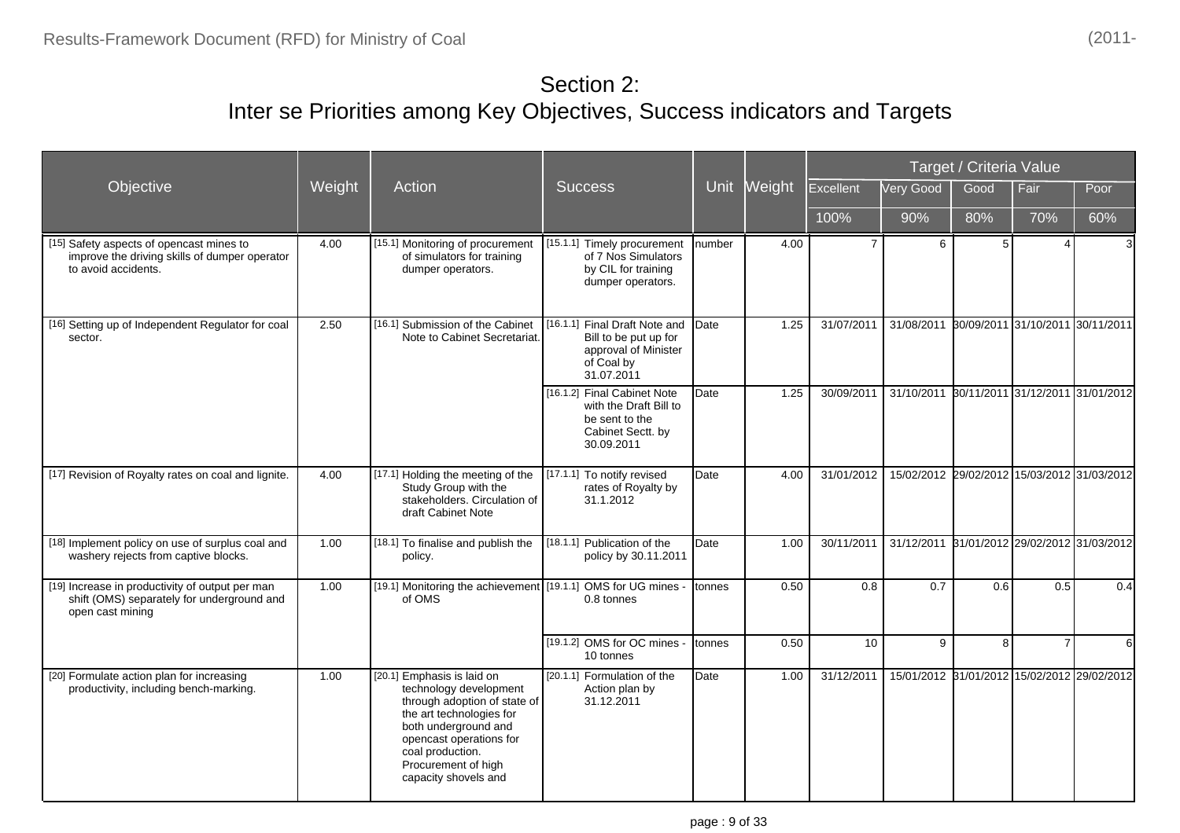# Section 2:
# Inter se Priorities among Key Objectives, Success indicators and Targets

| Objective | Weight | Action | Success | Unit | Weight | Target / Criteria Value | | | | |
|---|---|---|---|---|---|---|---|---|---|---|
| | | | | | | Excellent | Very Good | Good | Fair | Poor |
| | | | | | | 100% | 90% | 80% | 70% | 60% |
| [15] Safety aspects of opencast mines to improve the driving skills of dumper operator to avoid accidents. | 4.00 | [15.1] Monitoring of procurement of simulators for training dumper operators. | [15.1.1] Timely procurement of 7 Nos Simulators by CIL for training dumper operators. | number | 4.00 | 7 | 6 | 5 | 4 | 3 |
| [16] Setting up of Independent Regulator for coal sector. | 2.50 | [16.1] Submission of the Cabinet Note to Cabinet Secretariat. | [16.1.1] Final Draft Note and Bill to be put up for approval of Minister of Coal by 31.07.2011 | Date | 1.25 | 31/07/2011 | 31/08/2011 | 30/09/2011 | 31/10/2011 | 30/11/2011 |
| | | | [16.1.2] Final Cabinet Note with the Draft Bill to be sent to the Cabinet Sectt. by 30.09.2011 | Date | 1.25 | 30/09/2011 | 31/10/2011 | 30/11/2011 | 31/12/2011 | 31/01/2012 |
| [17] Revision of Royalty rates on coal and lignite. | 4.00 | [17.1] Holding the meeting of the Study Group with the stakeholders. Circulation of draft Cabinet Note | [17.1.1] To notify revised rates of Royalty by 31.1.2012 | Date | 4.00 | 31/01/2012 | 15/02/2012 | 29/02/2012 | 15/03/2012 | 31/03/2012 |
| [18] Implement policy on use of surplus coal and washery rejects from captive blocks. | 1.00 | [18.1] To finalise and publish the policy. | [18.1.1] Publication of the policy by 30.11.2011 | Date | 1.00 | 30/11/2011 | 31/12/2011 | 31/01/2012 | 29/02/2012 | 31/03/2012 |
| [19] Increase in productivity of output per man shift (OMS) separately for underground and open cast mining | 1.00 | [19.1] Monitoring the achievement of OMS | [19.1.1] OMS for UG mines - 0.8 tonnes | tonnes | 0.50 | 0.8 | 0.7 | 0.6 | 0.5 | 0.4 |
| | | | [19.1.2] OMS for OC mines - 10 tonnes | tonnes | 0.50 | 10 | 9 | 8 | 7 | 6 |
| [20] Formulate action plan for increasing productivity, including bench-marking. | 1.00 | [20.1] Emphasis is laid on technology development through adoption of state of the art technologies for both underground and opencast operations for coal production. Procurement of high capacity shovels and | [20.1.1] Formulation of the Action plan by 31.12.2011 | Date | 1.00 | 31/12/2011 | 15/01/2012 | 31/01/2012 | 15/02/2012 | 29/02/2012 |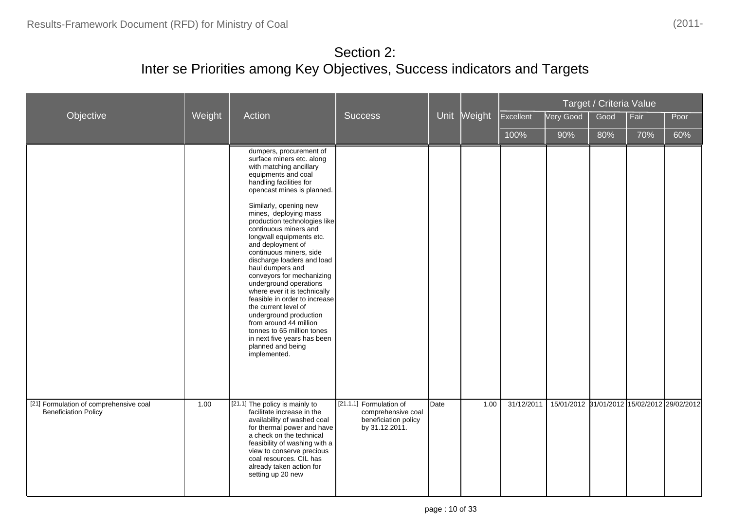# Section 2:
# Inter se Priorities among Key Objectives, Success indicators and Targets

| Objective | Weight | Action | Success | Unit | Weight | Target / Criteria Value | | | | |
|---|---|---|---|---|---|---|---|---|---|---|
| | | | | | | Excellent | Very Good | Good | Fair | Poor |
| | | | | | | 100% | 90% | 80% | 70% | 60% |
| | | dumpers, procurement of surface miners etc. along with matching ancillary equipments and coal handling facilities for opencast mines is planned.<br><br>Similarly, opening new mines, deploying mass production technologies like continuous miners and longwall equipments etc. and deployment of continuous miners, side discharge loaders and load haul dumpers and conveyors for mechanizing underground operations where ever it is technically feasible in order to increase the current level of underground production from around 44 million tonnes to 65 million tones in next five years has been planned and being implemented. | | | | | | | | |
| [21] Formulation of comprehensive coal Beneficiation Policy | 1.00 | [21.1] The policy is mainly to facilitate increase in the availability of washed coal for thermal power and have a check on the technical feasibility of washing with a view to conserve precious coal resources. CIL has already taken action for setting up 20 new | [21.1.1] Formulation of comprehensive coal beneficiation policy by 31.12.2011. | Date | 1.00 | 31/12/2011 | 15/01/2012 | 31/01/2012 | 15/02/2012 | 29/02/2012 |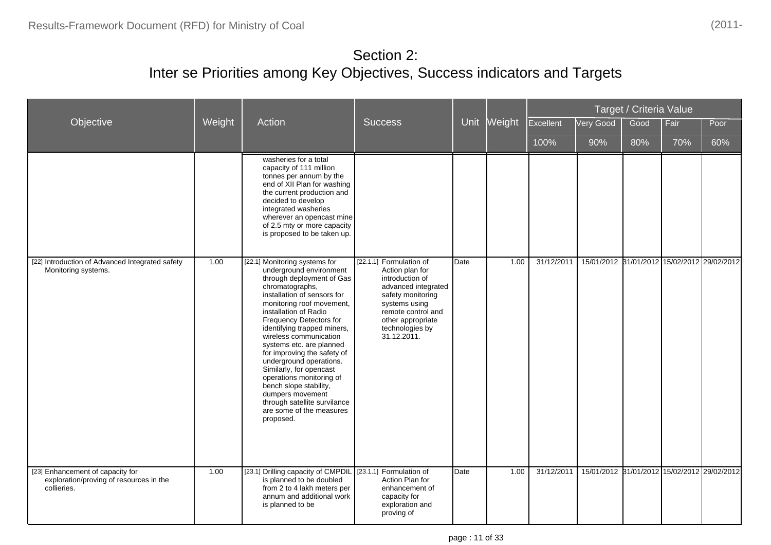# Section 2:
## Inter se Priorities among Key Objectives, Success indicators and Targets

| Objective | Weight | Action | Success | Unit | Weight | Target / Criteria Value | | | | |
|---|---|---|---|---|---|---|---|---|---|---|
| | | | | | | Excellent | Very Good | Good | Fair | Poor |
| | | | | | | 100% | 90% | 80% | 70% | 60% |
| | | washeries for a total capacity of 111 million tonnes per annum by the end of XII Plan for washing the current production and decided to develop integrated washeries wherever an opencast mine of 2.5 mty or more capacity is proposed to be taken up. | | | | | | | | |
| [22] Introduction of Advanced Integrated safety Monitoring systems. | 1.00 | [22.1] Monitoring systems for underground environment through deployment of Gas chromatographs, installation of sensors for monitoring roof movement, installation of Radio Frequency Detectors for identifying trapped miners, wireless communication systems etc. are planned for improving the safety of underground operations. Similarly, for opencast operations monitoring of bench slope stability, dumpers movement through satellite survilance are some of the measures proposed. | [22.1.1] Formulation of Action plan for introduction of advanced integrated safety monitoring systems using remote control and other appropriate technologies by 31.12.2011. | Date | 1.00 | 31/12/2011 | 15/01/2012 | 31/01/2012 | 15/02/2012 | 29/02/2012 |
| [23] Enhancement of capacity for exploration/proving of resources in the collieries. | 1.00 | [23.1] Drilling capacity of CMPDIL is planned to be doubled from 2 to 4 lakh meters per annum and additional work is planned to be | [23.1.1] Formulation of Action Plan for enhancement of capacity for exploration and proving of | Date | 1.00 | 31/12/2011 | 15/01/2012 | 31/01/2012 | 15/02/2012 | 29/02/2012 |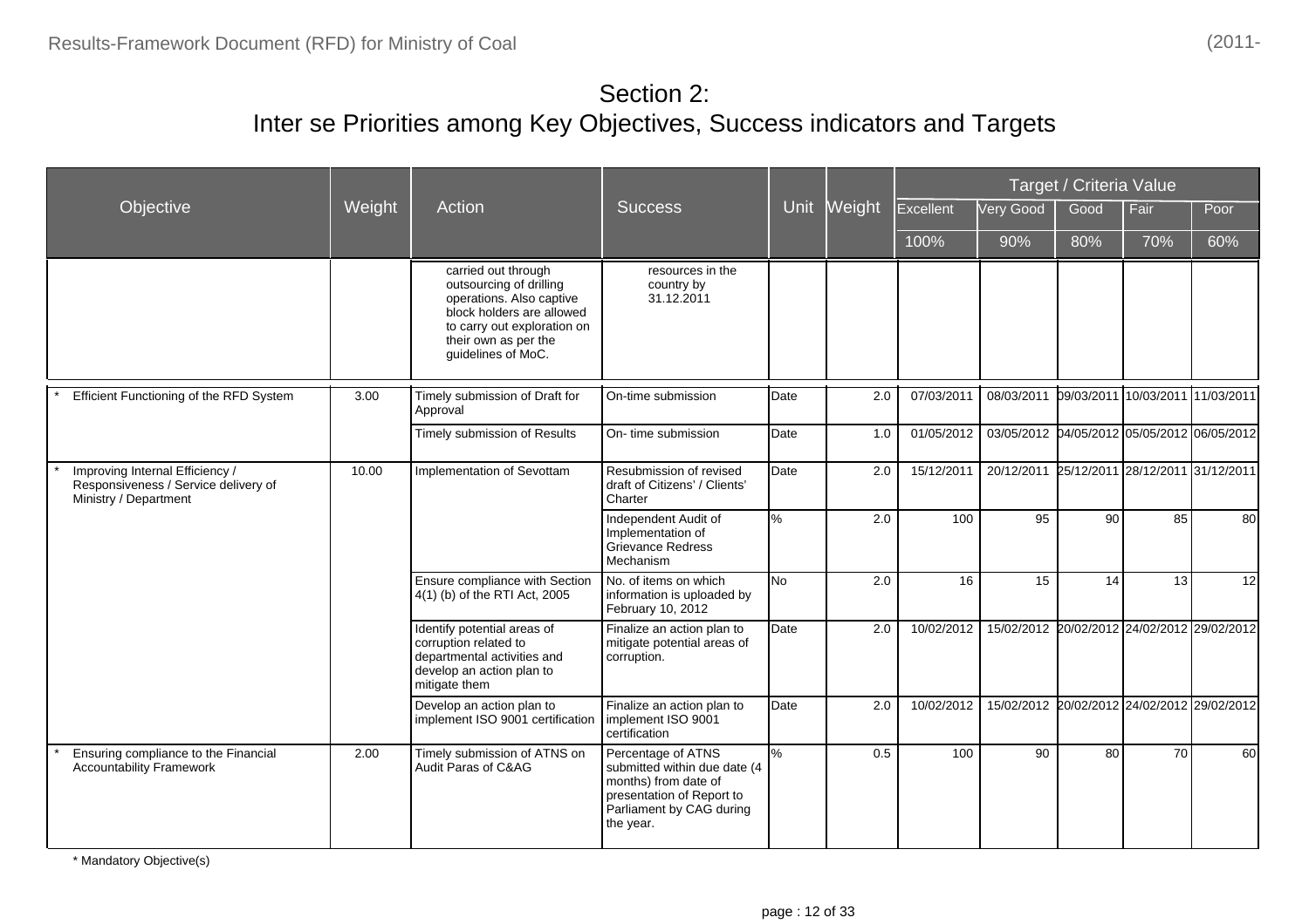# Section 2:
# Inter se Priorities among Key Objectives, Success indicators and Targets

| Objective | Weight | Action | Success | Unit | Weight | Target / Criteria Value | | | | |
|---|---|---|---|---|---|---|---|---|---|---|
| | | | | | | Excellent | Very Good | Good | Fair | Poor |
| | | | | | | 100% | 90% | 80% | 70% | 60% |
| | | carried out through outsourcing of drilling operations. Also captive block holders are allowed to carry out exploration on their own as per the guidelines of MoC. | resources in the country by 31.12.2011 | | | | | | | |
| * Efficient Functioning of the RFD System | 3.00 | Timely submission of Draft for Approval | On-time submission | Date | 2.0 | 07/03/2011 | 08/03/2011 | 09/03/2011 | 10/03/2011 | 11/03/2011 |
| | | Timely submission of Results | On- time submission | Date | 1.0 | 01/05/2012 | 03/05/2012 | 04/05/2012 | 05/05/2012 | 06/05/2012 |
| * Improving Internal Efficiency / Responsiveness / Service delivery of Ministry / Department | 10.00 | Implementation of Sevottam | Resubmission of revised draft of Citizens' / Clients' Charter | Date | 2.0 | 15/12/2011 | 20/12/2011 | 25/12/2011 | 28/12/2011 | 31/12/2011 |
| | | | Independent Audit of Implementation of Grievance Redress Mechanism | % | 2.0 | 100 | 95 | 90 | 85 | 80 |
| | | Ensure compliance with Section 4(1) (b) of the RTI Act, 2005 | No. of items on which information is uploaded by February 10, 2012 | No | 2.0 | 16 | 15 | 14 | 13 | 12 |
| | | Identify potential areas of corruption related to departmental activities and develop an action plan to mitigate them | Finalize an action plan to mitigate potential areas of corruption. | Date | 2.0 | 10/02/2012 | 15/02/2012 | 20/02/2012 | 24/02/2012 | 29/02/2012 |
| | | Develop an action plan to implement ISO 9001 certification | Finalize an action plan to implement ISO 9001 certification | Date | 2.0 | 10/02/2012 | 15/02/2012 | 20/02/2012 | 24/02/2012 | 29/02/2012 |
| * Ensuring compliance to the Financial Accountability Framework | 2.00 | Timely submission of ATNS on Audit Paras of C&AG | Percentage of ATNS submitted within due date (4 months) from date of presentation of Report to Parliament by CAG during the year. | % | 0.5 | 100 | 90 | 80 | 70 | 60 |

\* Mandatory Objective(s)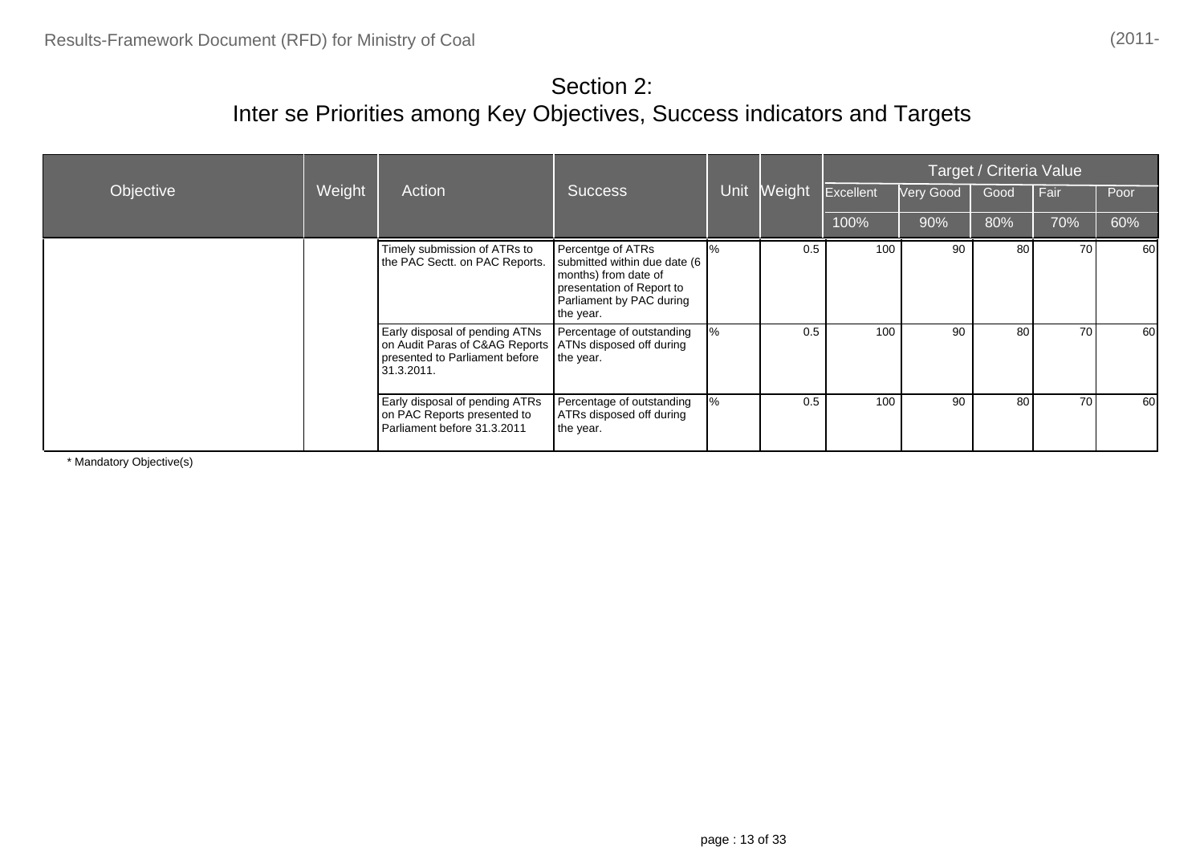# Section 2:
## Inter se Priorities among Key Objectives, Success indicators and Targets

| Objective | Weight | Action | Success | Unit | Weight | Target / Criteria Value | | | | |
|---|---|---|---|---|---|---|---|---|---|---|
| | | | | | | Excellent | Very Good | Good | Fair | Poor |
| | | | | | | 100% | 90% | 80% | 70% | 60% |
| | | Timely submission of ATRs to the PAC Sectt. on PAC Reports. | Percentge of ATRs submitted within due date (6 months) from date of presentation of Report to Parliament by PAC during the year. | % | 0.5 | 100 | 90 | 80 | 70 | 60 |
| | | Early disposal of pending ATNs on Audit Paras of C&AG Reports presented to Parliament before 31.3.2011. | Percentage of outstanding ATNs disposed off during the year. | % | 0.5 | 100 | 90 | 80 | 70 | 60 |
| | | Early disposal of pending ATRs on PAC Reports presented to Parliament before 31.3.2011 | Percentage of outstanding ATRs disposed off during the year. | % | 0.5 | 100 | 90 | 80 | 70 | 60 |

* Mandatory Objective(s)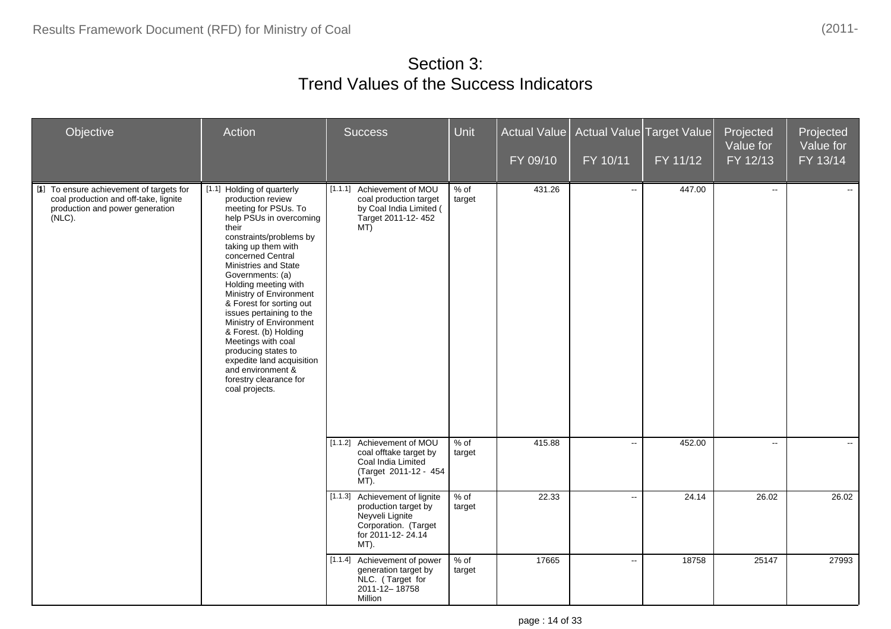# Section 3:
# Trend Values of the Success Indicators

| Objective | Action | Success | Unit | Actual Value FY 09/10 | Actual Value FY 10/11 | Target Value FY 11/12 | Projected Value for FY 12/13 | Projected Value for FY 13/14 |
|---|---|---|---|---|---|---|---|---|
| [1] To ensure achievement of targets for coal production and off-take, lignite production and power generation (NLC). | [1.1] Holding of quarterly production review meeting for PSUs. To help PSUs in overcoming their constraints/problems by taking up them with concerned Central Ministries and State Governments: (a) Holding meeting with Ministry of Environment & Forest for sorting out issues pertaining to the Ministry of Environment & Forest. (b) Holding Meetings with coal producing states to expedite land acquisition and environment & forestry clearance for coal projects. | [1.1.1] Achievement of MOU coal production target by Coal India Limited ( Target 2011-12- 452 MT) | % of target | 431.26 | -- | 447.00 | -- | -- |
| | | [1.1.2] Achievement of MOU coal offtake target by Coal India Limited (Target 2011-12 - 454 MT). | % of target | 415.88 | -- | 452.00 | -- | -- |
| | | [1.1.3] Achievement of lignite production target by Neyveli Lignite Corporation. (Target for 2011-12- 24.14 MT). | % of target | 22.33 | -- | 24.14 | 26.02 | 26.02 |
| | | [1.1.4] Achievement of power generation target by NLC. ( Target for 2011-12– 18758 Million | % of target | 17665 | -- | 18758 | 25147 | 27993 |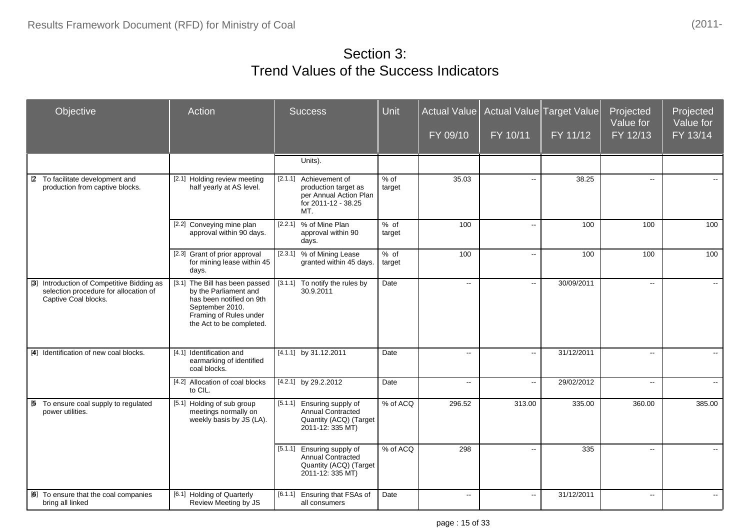# Section 3:
# Trend Values of the Success Indicators

| Objective | Action | Success | Unit | Actual Value FY 09/10 | Actual Value FY 10/11 | Target Value FY 11/12 | Projected Value for FY 12/13 | Projected Value for FY 13/14 |
|---|---|---|---|---|---|---|---|---|
| | | Units). | | | | | | |
| [2] To facilitate development and production from captive blocks. | [2.1] Holding review meeting half yearly at AS level. | [2.1.1] Achievement of production target as per Annual Action Plan for 2011-12 - 38.25 MT. | % of target | 35.03 | -- | 38.25 | -- | -- |
| | [2.2] Conveying mine plan approval within 90 days. | [2.2.1] % of Mine Plan approval within 90 days. | % of target | 100 | -- | 100 | 100 | 100 |
| | [2.3] Grant of prior approval for mining lease within 45 days. | [2.3.1] % of Mining Lease granted within 45 days. | % of target | 100 | -- | 100 | 100 | 100 |
| [3] Introduction of Competitive Bidding as selection procedure for allocation of Captive Coal blocks. | [3.1] The Bill has been passed by the Parliament and has been notified on 9th September 2010. Framing of Rules under the Act to be completed. | [3.1.1] To notify the rules by 30.9.2011 | Date | -- | -- | 30/09/2011 | -- | -- |
| [4] Identification of new coal blocks. | [4.1] Identification and earmarking of identified coal blocks. | [4.1.1] by 31.12.2011 | Date | -- | -- | 31/12/2011 | -- | -- |
| | [4.2] Allocation of coal blocks to CIL. | [4.2.1] by 29.2.2012 | Date | -- | -- | 29/02/2012 | -- | -- |
| [5] To ensure coal supply to regulated power utilities. | [5.1] Holding of sub group meetings normally on weekly basis by JS (LA). | [5.1.1] Ensuring supply of Annual Contracted Quantity (ACQ) (Target 2011-12: 335 MT) | % of ACQ | 296.52 | 313.00 | 335.00 | 360.00 | 385.00 |
| | | [5.1.1] Ensuring supply of Annual Contracted Quantity (ACQ) (Target 2011-12: 335 MT) | % of ACQ | 298 | -- | 335 | -- | -- |
| [6] To ensure that the coal companies bring all linked | [6.1] Holding of Quarterly Review Meeting by JS | [6.1.1] Ensuring that FSAs of all consumers | Date | -- | -- | 31/12/2011 | -- | -- |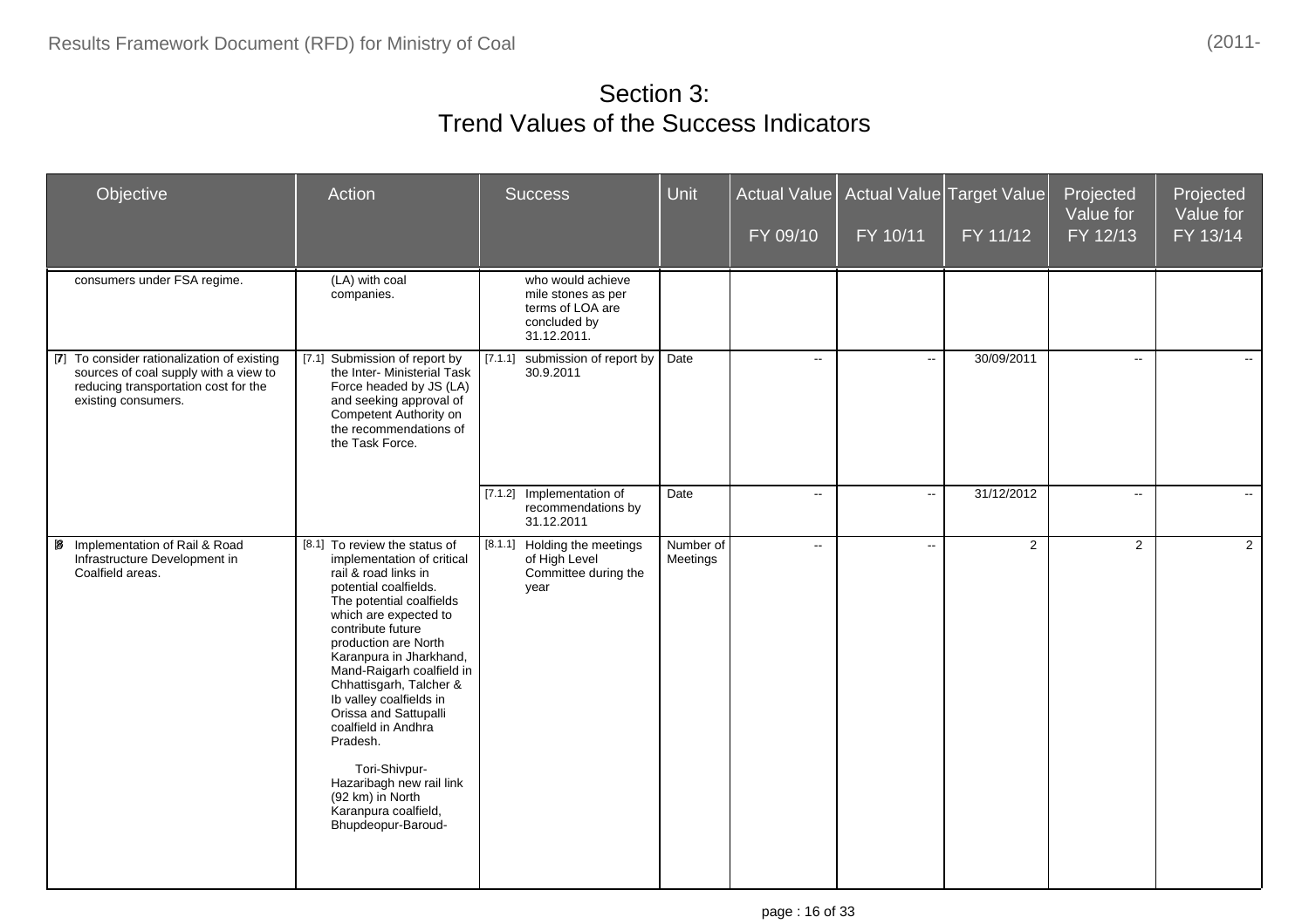# Section 3: Trend Values of the Success Indicators

| Objective | Action | Success | Unit | Actual Value FY 09/10 | Actual Value FY 10/11 | Target Value FY 11/12 | Projected Value for FY 12/13 | Projected Value for FY 13/14 |
|---|---|---|---|---|---|---|---|---|
| consumers under FSA regime. | (LA) with coal companies. | who would achieve mile stones as per terms of LOA are concluded by 31.12.2011. | | | | | | |
| [7] To consider rationalization of existing sources of coal supply with a view to reducing transportation cost for the existing consumers. | [7.1] Submission of report by the Inter- Ministerial Task Force headed by JS (LA) and seeking approval of Competent Authority on the recommendations of the Task Force. | [7.1.1] submission of report by 30.9.2011 | Date | -- | -- | 30/09/2011 | -- | -- |
| | | [7.1.2] Implementation of recommendations by 31.12.2011 | Date | -- | -- | 31/12/2012 | -- | -- |
| [8] Implementation of Rail & Road Infrastructure Development in Coalfield areas. | [8.1] To review the status of implementation of critical rail & road links in potential coalfields. The potential coalfields which are expected to contribute future production are North Karanpura in Jharkhand, Mand-Raigarh coalfield in Chhattisgarh, Talcher & Ib valley coalfields in Orissa and Sattupalli coalfield in Andhra Pradesh. Tori-Shivpur-Hazaribagh new rail link (92 km) in North Karanpura coalfield, Bhupdeopur-Baroud- | [8.1.1] Holding the meetings of High Level Committee during the year | Number of Meetings | -- | -- | 2 | 2 | 2 |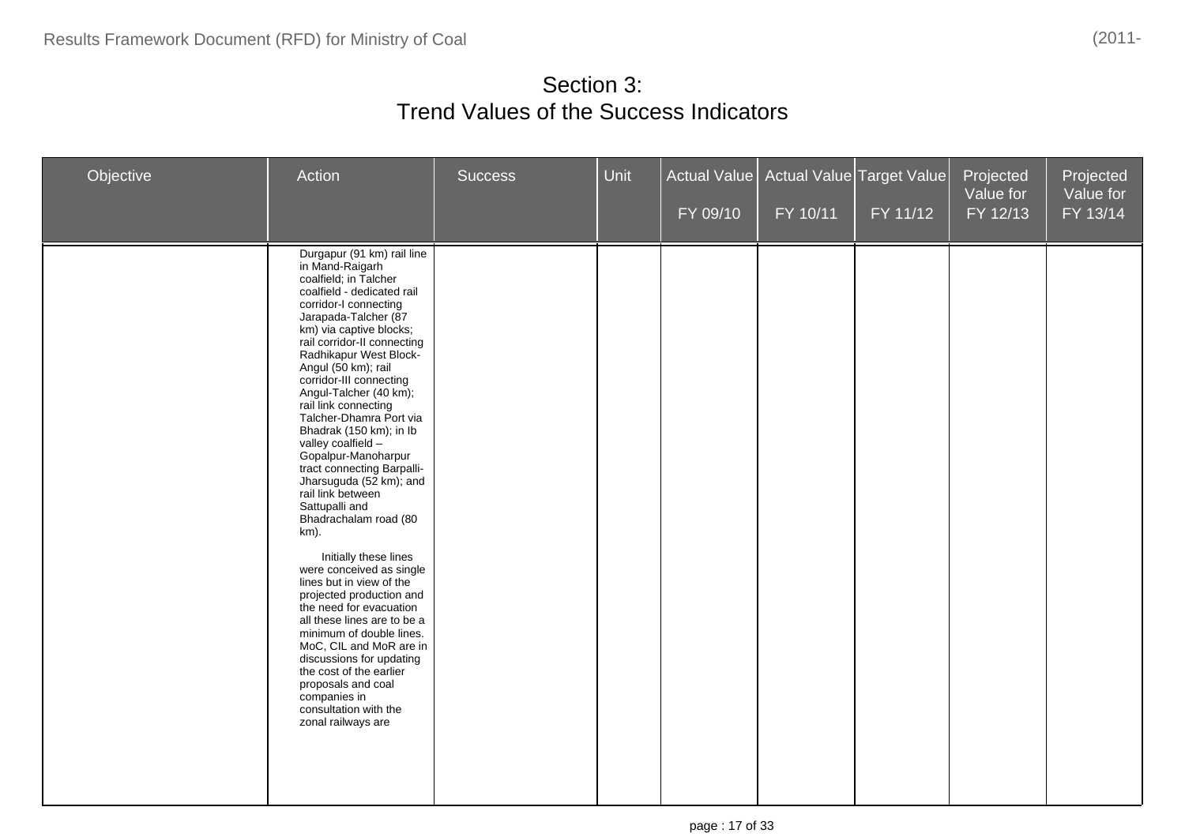# Section 3:
# Trend Values of the Success Indicators

| Objective | Action | Success | Unit | Actual Value FY 09/10 | Actual Value FY 10/11 | Target Value FY 11/12 | Projected Value for FY 12/13 | Projected Value for FY 13/14 |
|---|---|---|---|---|---|---|---|---|
| | Durgapur (91 km) rail line in Mand-Raigarh coalfield; in Talcher coalfield - dedicated rail corridor-I connecting Jarapada-Talcher (87 km) via captive blocks; rail corridor-II connecting Radhikapur West Block-Angul (50 km); rail corridor-III connecting Angul-Talcher (40 km); rail link connecting Talcher-Dhamra Port via Bhadrak (150 km); in Ib valley coalfield – Gopalpur-Manoharpur tract connecting Barpalli-Jharsuguda (52 km); and rail link between Sattupalli and Bhadrachalam road (80 km).<br><br>Initially these lines were conceived as single lines but in view of the projected production and the need for evacuation all these lines are to be a minimum of double lines. MoC, CIL and MoR are in discussions for updating the cost of the earlier proposals and coal companies in consultation with the zonal railways are | | | | | | | |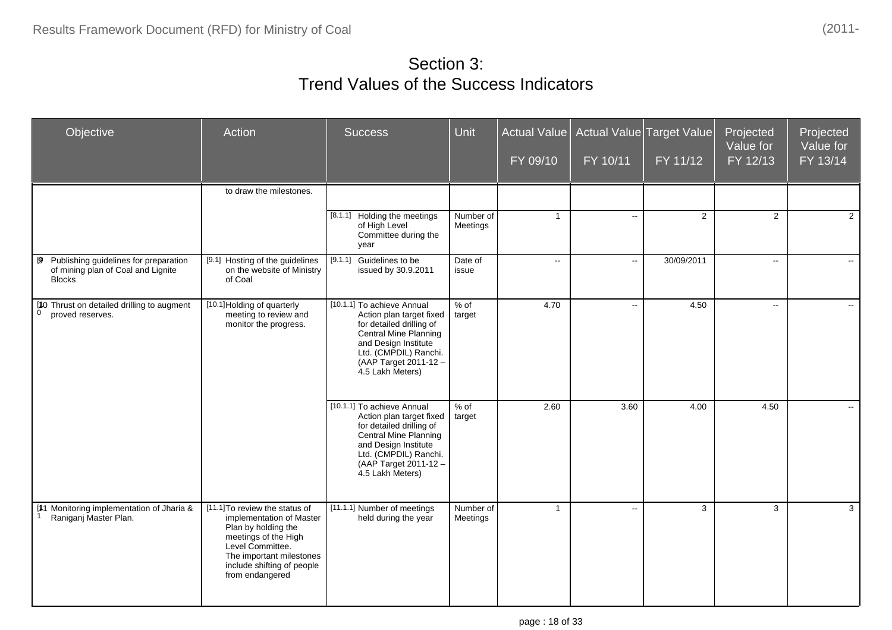# Section 3:
# Trend Values of the Success Indicators

| Objective | Action | Success | Unit | Actual Value FY 09/10 | Actual Value FY 10/11 | Target Value FY 11/12 | Projected Value for FY 12/13 | Projected Value for FY 13/14 |
|---|---|---|---|---|---|---|---|---|
| | to draw the milestones. | | | | | | | |
| | | [8.1.1] Holding the meetings of High Level Committee during the year | Number of Meetings | 1 | -- | 2 | 2 | 2 |
| [9] Publishing guidelines for preparation of mining plan of Coal and Lignite Blocks | [9.1] Hosting of the guidelines on the website of Ministry of Coal | [9.1.1] Guidelines to be issued by 30.9.2011 | Date of issue | -- | -- | 30/09/2011 | -- | -- |
| [10] Thrust on detailed drilling to augment proved reserves. | [10.1] Holding of quarterly meeting to review and monitor the progress. | [10.1.1] To achieve Annual Action plan target fixed for detailed drilling of Central Mine Planning and Design Institute Ltd. (CMPDIL) Ranchi. (AAP Target 2011-12 – 4.5 Lakh Meters) | % of target | 4.70 | -- | 4.50 | -- | -- |
| | | [10.1.1] To achieve Annual Action plan target fixed for detailed drilling of Central Mine Planning and Design Institute Ltd. (CMPDIL) Ranchi. (AAP Target 2011-12 – 4.5 Lakh Meters) | % of target | 2.60 | 3.60 | 4.00 | 4.50 | -- |
| [11] Monitoring implementation of Jharia & Raniganj Master Plan. | [11.1] To review the status of implementation of Master Plan by holding the meetings of the High Level Committee. The important milestones include shifting of people from endangered | [11.1.1] Number of meetings held during the year | Number of Meetings | 1 | -- | 3 | 3 | 3 |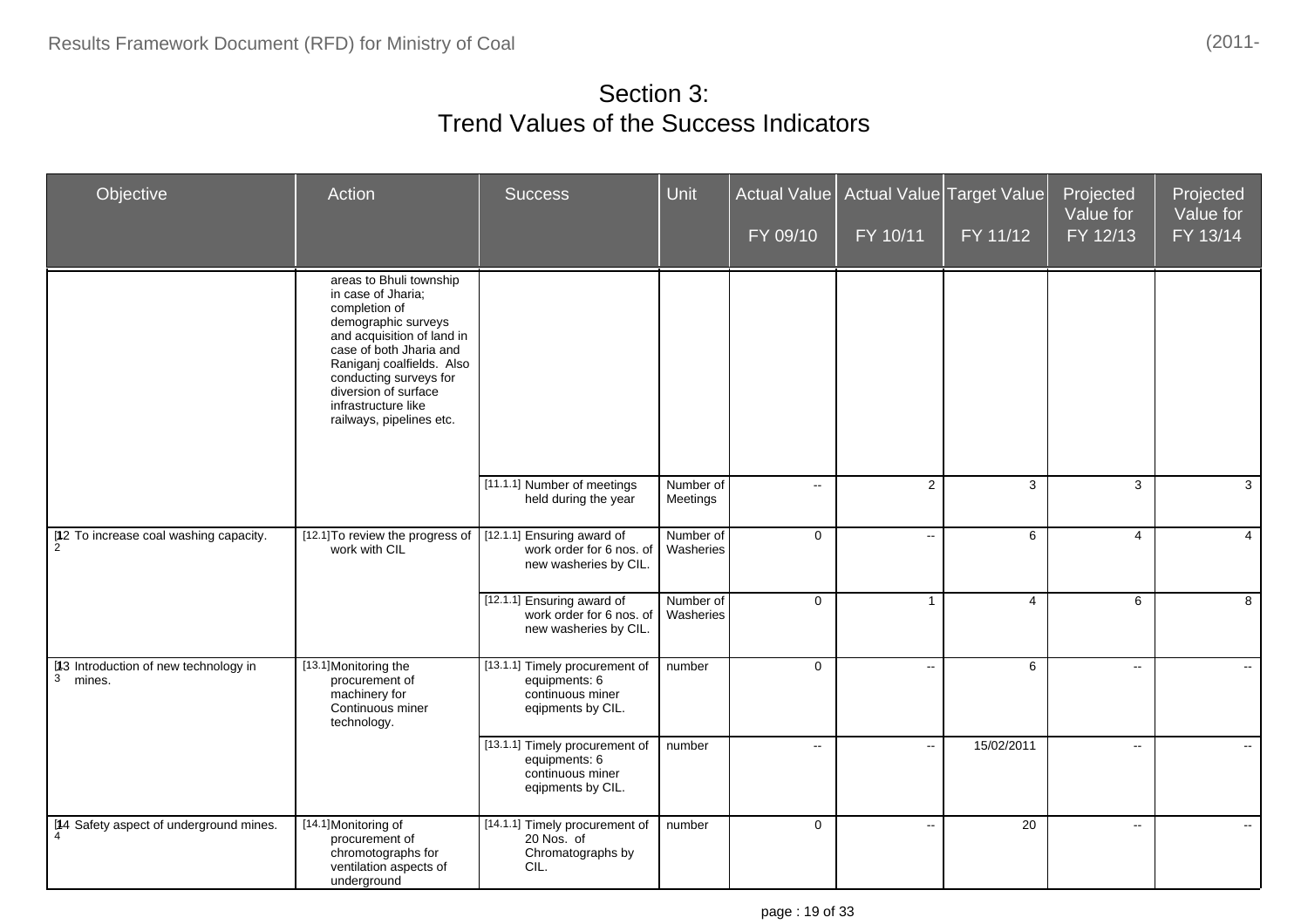# Section 3:
# Trend Values of the Success Indicators

| Objective | Action | Success | Unit | Actual Value FY 09/10 | Actual Value FY 10/11 | Target Value FY 11/12 | Projected Value for FY 12/13 | Projected Value for FY 13/14 |
|---|---|---|---|---|---|---|---|---|
| | areas to Bhuli township in case of Jharia; completion of demographic surveys and acquisition of land in case of both Jharia and Raniganj coalfields. Also conducting surveys for diversion of surface infrastructure like railways, pipelines etc. | | | | | | | |
| | | [11.1.1] Number of meetings held during the year | Number of Meetings | -- | 2 | 3 | 3 | 3 |
| [12] To increase coal washing capacity. | [12.1] To review the progress of work with CIL | [12.1.1] Ensuring award of work order for 6 nos. of new washeries by CIL. | Number of Washeries | 0 | -- | 6 | 4 | 4 |
| | | [12.1.1] Ensuring award of work order for 6 nos. of new washeries by CIL. | Number of Washeries | 0 | 1 | 4 | 6 | 8 |
| [13] Introduction of new technology in mines. | [13.1] Monitoring the procurement of machinery for Continuous miner technology. | [13.1.1] Timely procurement of equipments: 6 continuous miner eqipments by CIL. | number | 0 | -- | 6 | -- | -- |
| | | [13.1.1] Timely procurement of equipments: 6 continuous miner eqipments by CIL. | number | -- | -- | 15/02/2011 | -- | -- |
| [14] Safety aspect of underground mines. | [14.1] Monitoring of procurement of chromotographs for ventilation aspects of underground | [14.1.1] Timely procurement of 20 Nos. of Chromatographs by CIL. | number | 0 | -- | 20 | -- | -- |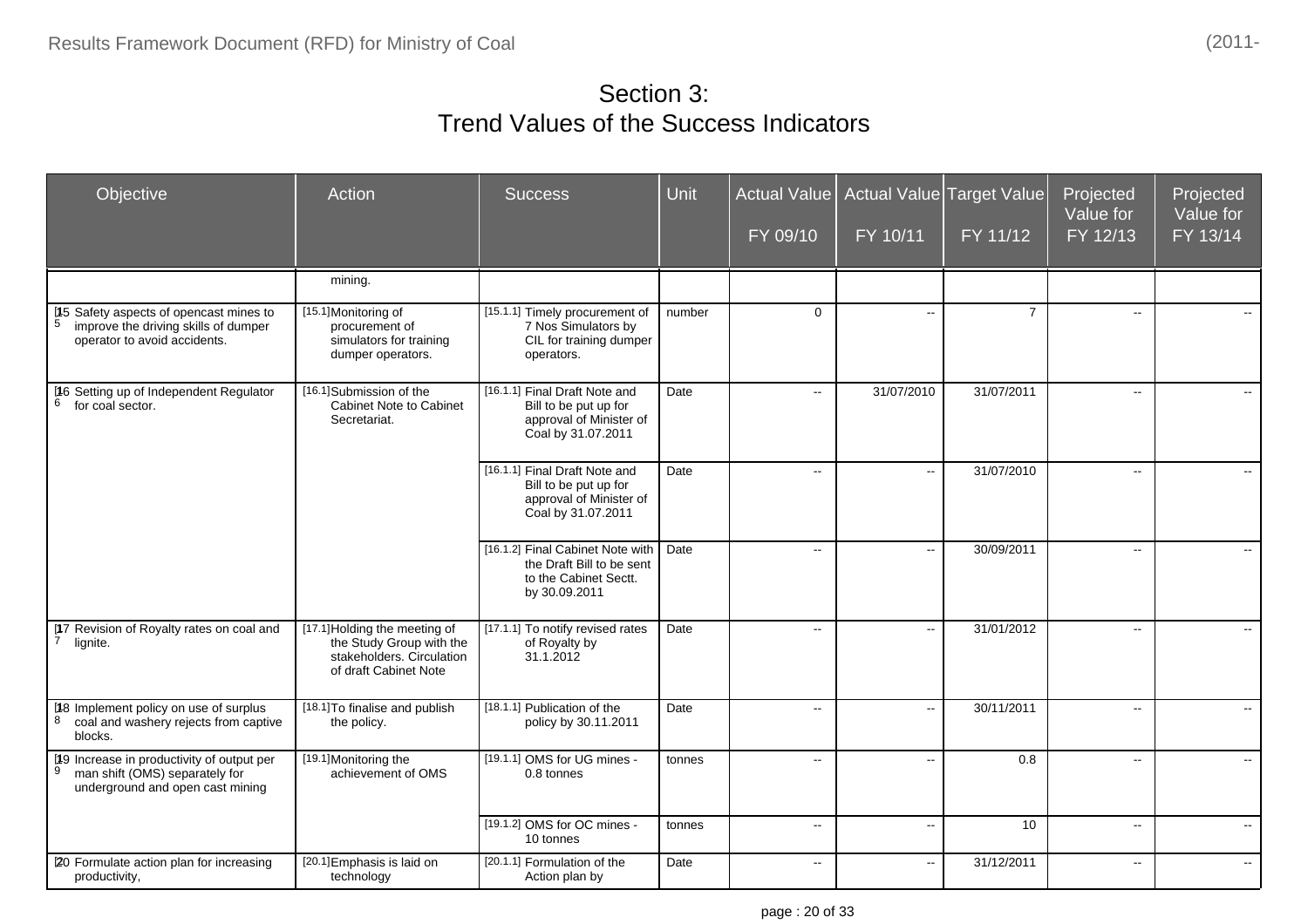# Section 3:
# Trend Values of the Success Indicators

| Objective | Action | Success | Unit | Actual Value FY 09/10 | Actual Value FY 10/11 | Target Value FY 11/12 | Projected Value for FY 12/13 | Projected Value for FY 13/14 |
|---|---|---|---|---|---|---|---|---|
| | mining. | | | | | | | |
| [15] Safety aspects of opencast mines to improve the driving skills of dumper operator to avoid accidents. | [15.1] Monitoring of procurement of simulators for training dumper operators. | [15.1.1] Timely procurement of 7 Nos Simulators by CIL for training dumper operators. | number | 0 | -- | 7 | -- | -- |
| [16] Setting up of Independent Regulator for coal sector. | [16.1] Submission of the Cabinet Note to Cabinet Secretariat. | [16.1.1] Final Draft Note and Bill to be put up for approval of Minister of Coal by 31.07.2011 | Date | -- | 31/07/2010 | 31/07/2011 | -- | -- |
| | | [16.1.1] Final Draft Note and Bill to be put up for approval of Minister of Coal by 31.07.2011 | Date | -- | -- | 31/07/2010 | -- | -- |
| | | [16.1.2] Final Cabinet Note with the Draft Bill to be sent to the Cabinet Sectt. by 30.09.2011 | Date | -- | -- | 30/09/2011 | -- | -- |
| [17] Revision of Royalty rates on coal and lignite. | [17.1] Holding the meeting of the Study Group with the stakeholders. Circulation of draft Cabinet Note | [17.1.1] To notify revised rates of Royalty by 31.1.2012 | Date | -- | -- | 31/01/2012 | -- | -- |
| [18] Implement policy on use of surplus coal and washery rejects from captive blocks. | [18.1] To finalise and publish the policy. | [18.1.1] Publication of the policy by 30.11.2011 | Date | -- | -- | 30/11/2011 | -- | -- |
| [19] Increase in productivity of output per man shift (OMS) separately for underground and open cast mining | [19.1] Monitoring the achievement of OMS | [19.1.1] OMS for UG mines - 0.8 tonnes | tonnes | -- | -- | 0.8 | -- | -- |
| | | [19.1.2] OMS for OC mines - 10 tonnes | tonnes | -- | -- | 10 | -- | -- |
| [20] Formulate action plan for increasing productivity, | [20.1] Emphasis is laid on technology | [20.1.1] Formulation of the Action plan by | Date | -- | -- | 31/12/2011 | -- | -- |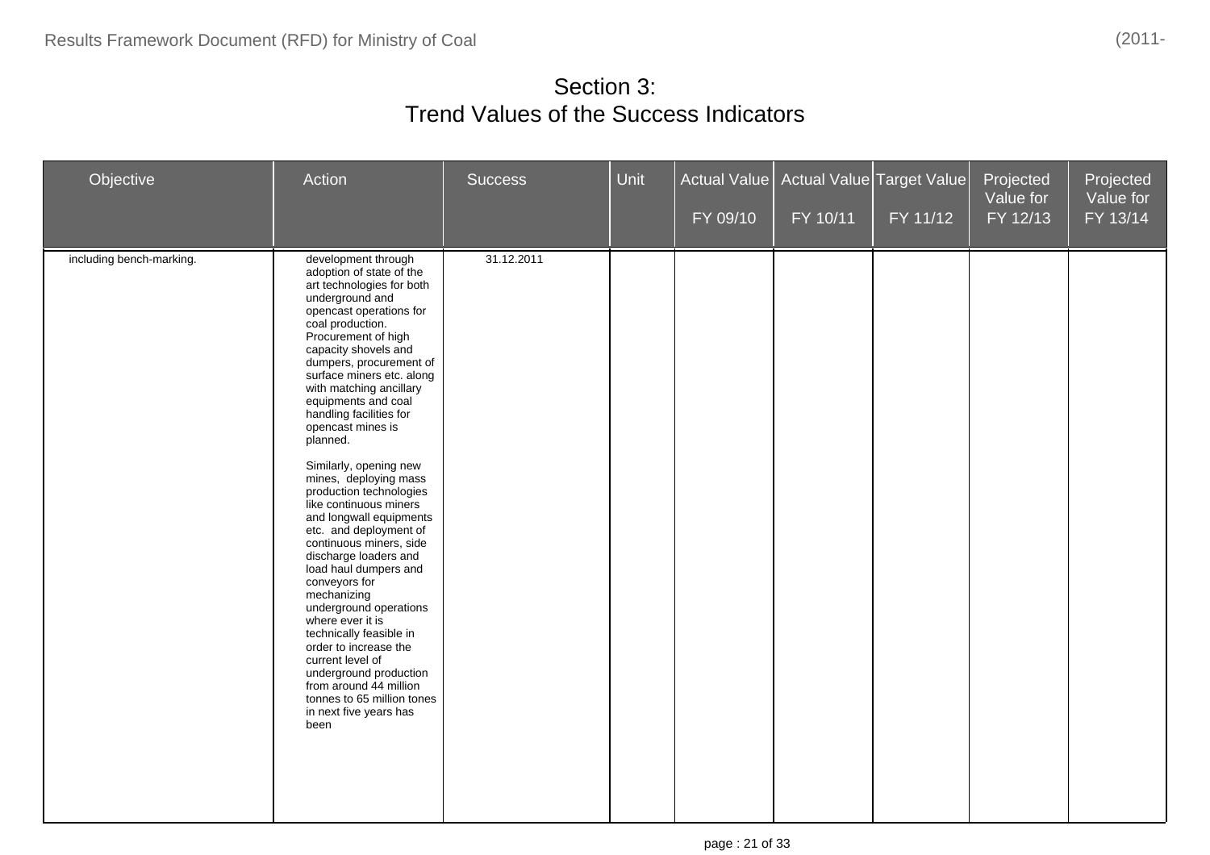# Section 3:
# Trend Values of the Success Indicators

| Objective | Action | Success | Unit | Actual Value FY 09/10 | Actual Value FY 10/11 | Target Value FY 11/12 | Projected Value for FY 12/13 | Projected Value for FY 13/14 |
|---|---|---|---|---|---|---|---|---|
| including bench-marking. | development through adoption of state of the art technologies for both underground and opencast operations for coal production. Procurement of high capacity shovels and dumpers, procurement of surface miners etc. along with matching ancillary equipments and coal handling facilities for opencast mines is planned.<br><br>Similarly, opening new mines, deploying mass production technologies like continuous miners and longwall equipments etc. and deployment of continuous miners, side discharge loaders and load haul dumpers and conveyors for mechanizing underground operations where ever it is technically feasible in order to increase the current level of underground production from around 44 million tonnes to 65 million tones in next five years has been | 31.12.2011 | | | | | | |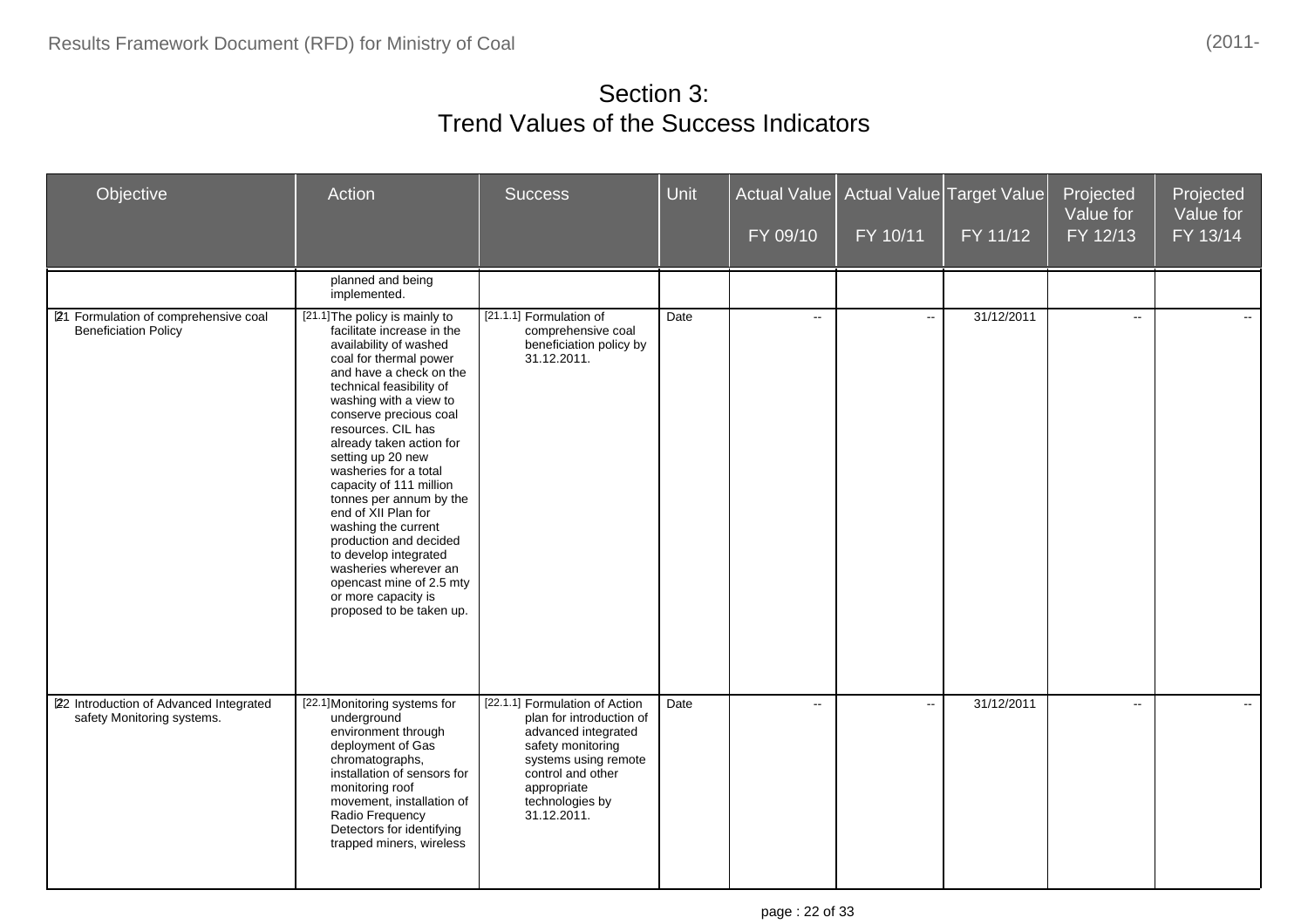# Section 3:
# Trend Values of the Success Indicators

| Objective | Action | Success | Unit | Actual Value FY 09/10 | Actual Value FY 10/11 | Target Value FY 11/12 | Projected Value for FY 12/13 | Projected Value for FY 13/14 |
|---|---|---|---|---|---|---|---|---|
| | planned and being implemented. | | | | | | | |
| [21] Formulation of comprehensive coal Beneficiation Policy | [21.1] The policy is mainly to facilitate increase in the availability of washed coal for thermal power and have a check on the technical feasibility of washing with a view to conserve precious coal resources. CIL has already taken action for setting up 20 new washeries for a total capacity of 111 million tonnes per annum by the end of XII Plan for washing the current production and decided to develop integrated washeries wherever an opencast mine of 2.5 mty or more capacity is proposed to be taken up. | [21.1.1] Formulation of comprehensive coal beneficiation policy by 31.12.2011. | Date | -- | -- | 31/12/2011 | -- | -- |
| [22] Introduction of Advanced Integrated safety Monitoring systems. | [22.1] Monitoring systems for underground environment through deployment of Gas chromatographs, installation of sensors for monitoring roof movement, installation of Radio Frequency Detectors for identifying trapped miners, wireless | [22.1.1] Formulation of Action plan for introduction of advanced integrated safety monitoring systems using remote control and other appropriate technologies by 31.12.2011. | Date | -- | -- | 31/12/2011 | -- | -- |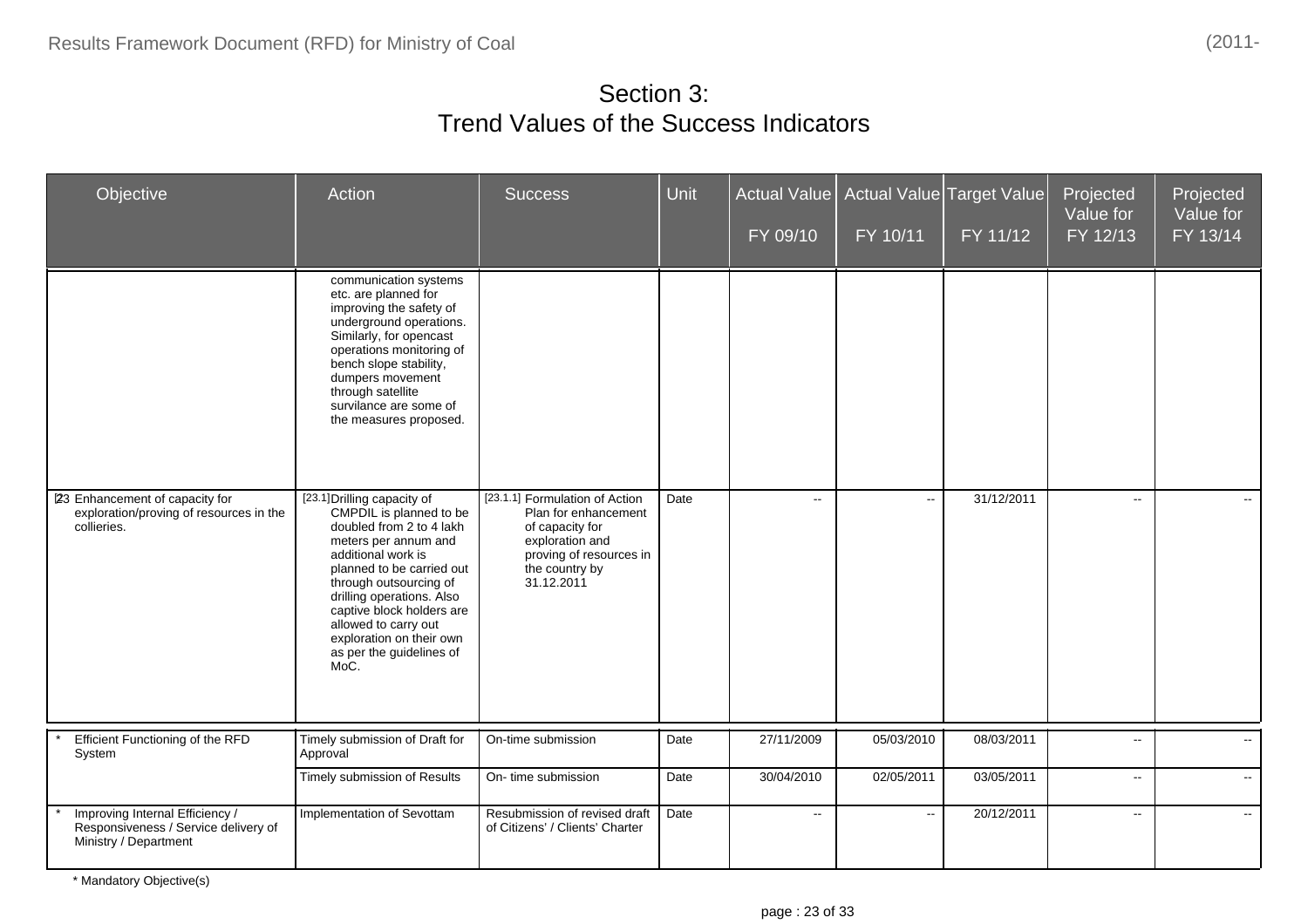# Section 3:
# Trend Values of the Success Indicators

| Objective | Action | Success | Unit | Actual Value FY 09/10 | Actual Value FY 10/11 | Target Value FY 11/12 | Projected Value for FY 12/13 | Projected Value for FY 13/14 |
|---|---|---|---|---|---|---|---|---|
| | communication systems etc. are planned for improving the safety of underground operations. Similarly, for opencast operations monitoring of bench slope stability, dumpers movement through satellite survilance are some of the measures proposed. | | | | | | | |
| [23] Enhancement of capacity for exploration/proving of resources in the collieries. | [23.1] Drilling capacity of CMPDIL is planned to be doubled from 2 to 4 lakh meters per annum and additional work is planned to be carried out through outsourcing of drilling operations. Also captive block holders are allowed to carry out exploration on their own as per the guidelines of MoC. | [23.1.1] Formulation of Action Plan for enhancement of capacity for exploration and proving of resources in the country by 31.12.2011 | Date | -- | -- | 31/12/2011 | -- | -- |
| * Efficient Functioning of the RFD System | Timely submission of Draft for Approval | On-time submission | Date | 27/11/2009 | 05/03/2010 | 08/03/2011 | -- | -- |
| | Timely submission of Results | On- time submission | Date | 30/04/2010 | 02/05/2011 | 03/05/2011 | -- | -- |
| * Improving Internal Efficiency / Responsiveness / Service delivery of Ministry / Department | Implementation of Sevottam | Resubmission of revised draft of Citizens' / Clients' Charter | Date | -- | -- | 20/12/2011 | -- | -- |

\* Mandatory Objective(s)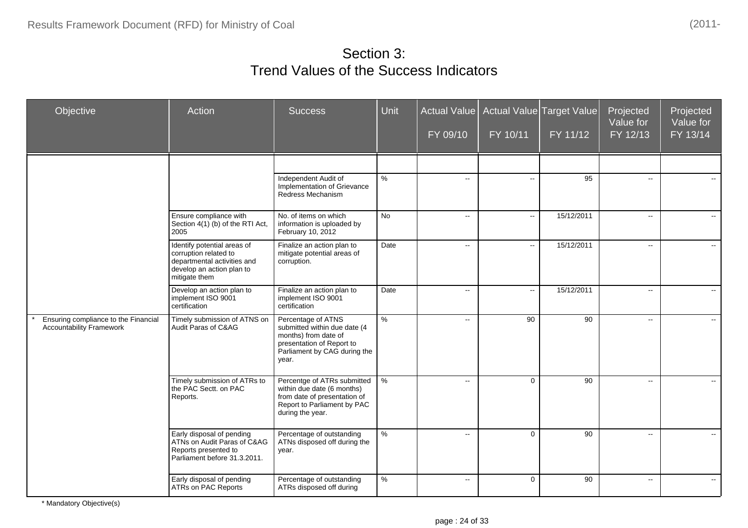# Section 3:
# Trend Values of the Success Indicators

| Objective | Action | Success | Unit | Actual Value FY 09/10 | Actual Value FY 10/11 | Target Value FY 11/12 | Projected Value for FY 12/13 | Projected Value for FY 13/14 |
|---|---|---|---|---|---|---|---|---|
| | | | | | | | | |
| | | Independent Audit of Implementation of Grievance Redress Mechanism | % | -- | -- | 95 | -- | -- |
| | Ensure compliance with Section 4(1) (b) of the RTI Act, 2005 | No. of items on which information is uploaded by February 10, 2012 | No | -- | -- | 15/12/2011 | -- | -- |
| | Identify potential areas of corruption related to departmental activities and develop an action plan to mitigate them | Finalize an action plan to mitigate potential areas of corruption. | Date | -- | -- | 15/12/2011 | -- | -- |
| | Develop an action plan to implement ISO 9001 certification | Finalize an action plan to implement ISO 9001 certification | Date | -- | -- | 15/12/2011 | -- | -- |
| * Ensuring compliance to the Financial Accountability Framework | Timely submission of ATNS on Audit Paras of C&AG | Percentage of ATNS submitted within due date (4 months) from date of presentation of Report to Parliament by CAG during the year. | % | -- | 90 | 90 | -- | -- |
| | Timely submission of ATRs to the PAC Sectt. on PAC Reports. | Percentge of ATRs submitted within due date (6 months) from date of presentation of Report to Parliament by PAC during the year. | % | -- | 0 | 90 | -- | -- |
| | Early disposal of pending ATNs on Audit Paras of C&AG Reports presented to Parliament before 31.3.2011. | Percentage of outstanding ATNs disposed off during the year. | % | -- | 0 | 90 | -- | -- |
| | Early disposal of pending ATRs on PAC Reports | Percentage of outstanding ATRs disposed off during | % | -- | 0 | 90 | -- | -- |

* Mandatory Objective(s)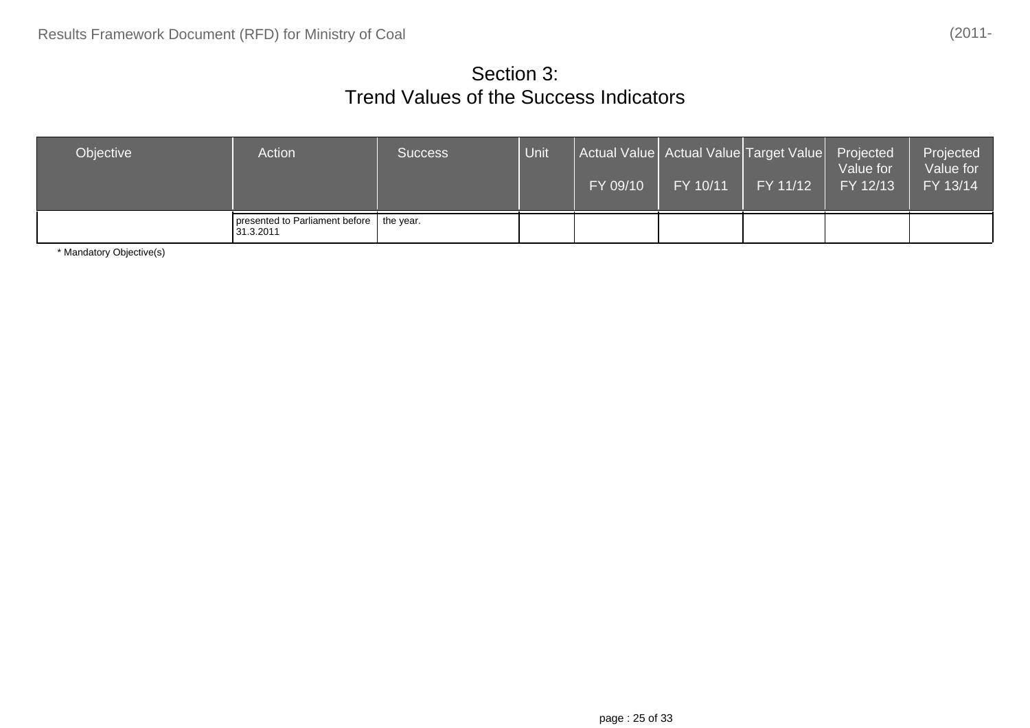# Section 3:
# Trend Values of the Success Indicators

| Objective | Action | Success | Unit | Actual Value<br>FY 09/10 | Actual Value<br>FY 10/11 | Target Value<br>FY 11/12 | Projected Value for<br>FY 12/13 | Projected Value for<br>FY 13/14 |
|---|---|---|---|---|---|---|---|---|
| | presented to Parliament before 31.3.2011 | the year. | | | | | | |

* Mandatory Objective(s)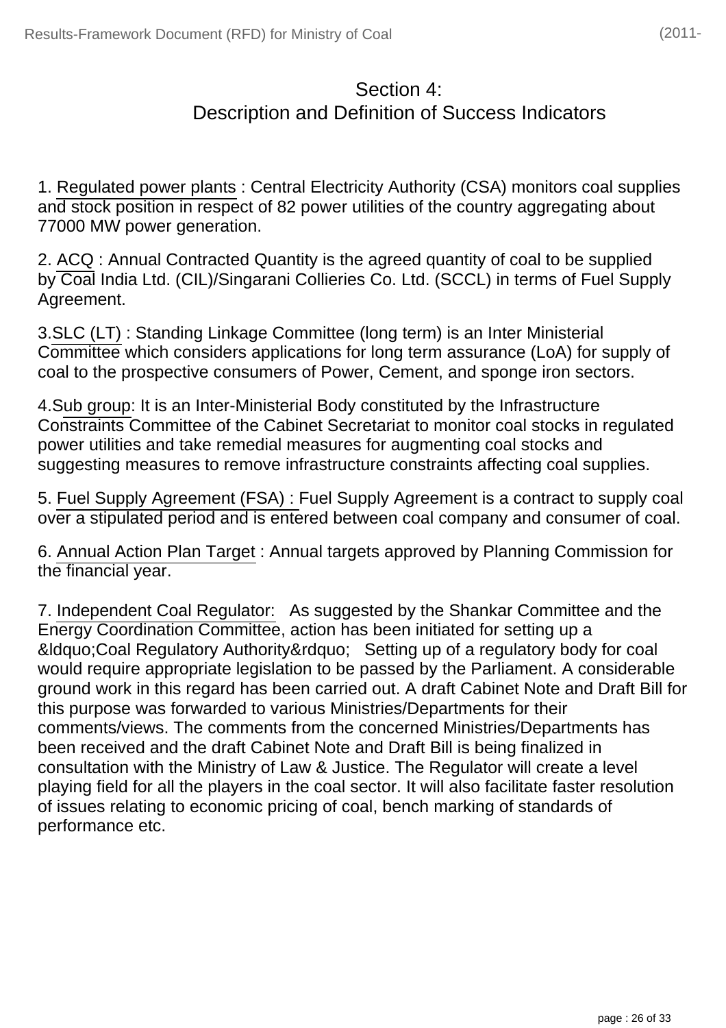## Section 4:
## Description and Definition of Success Indicators

1. Regulated power plants : Central Electricity Authority (CSA) monitors coal supplies and stock position in respect of 82 power utilities of the country aggregating about 77000 MW power generation.

2. ACQ : Annual Contracted Quantity is the agreed quantity of coal to be supplied by Coal India Ltd. (CIL)/Singarani Collieries Co. Ltd. (SCCL) in terms of Fuel Supply Agreement.

3.SLC (LT) : Standing Linkage Committee (long term) is an Inter Ministerial Committee which considers applications for long term assurance (LoA) for supply of coal to the prospective consumers of Power, Cement, and sponge iron sectors.

4.Sub group: It is an Inter-Ministerial Body constituted by the Infrastructure Constraints Committee of the Cabinet Secretariat to monitor coal stocks in regulated power utilities and take remedial measures for augmenting coal stocks and suggesting measures to remove infrastructure constraints affecting coal supplies.

5. Fuel Supply Agreement (FSA) : Fuel Supply Agreement is a contract to supply coal over a stipulated period and is entered between coal company and consumer of coal.

6. Annual Action Plan Target : Annual targets approved by Planning Commission for the financial year.

7. Independent Coal Regulator: As suggested by the Shankar Committee and the Energy Coordination Committee, action has been initiated for setting up a &ldquo;Coal Regulatory Authority&rdquo; Setting up of a regulatory body for coal would require appropriate legislation to be passed by the Parliament. A considerable ground work in this regard has been carried out. A draft Cabinet Note and Draft Bill for this purpose was forwarded to various Ministries/Departments for their comments/views. The comments from the concerned Ministries/Departments has been received and the draft Cabinet Note and Draft Bill is being finalized in consultation with the Ministry of Law & Justice. The Regulator will create a level playing field for all the players in the coal sector. It will also facilitate faster resolution of issues relating to economic pricing of coal, bench marking of standards of performance etc.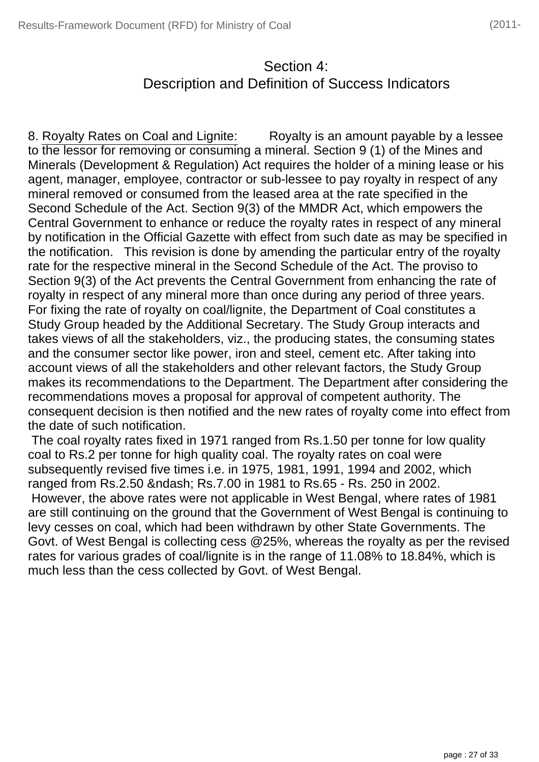## Section 4:
## Description and Definition of Success Indicators

8. Royalty Rates on Coal and Lignite: Royalty is an amount payable by a lessee to the lessor for removing or consuming a mineral. Section 9 (1) of the Mines and Minerals (Development & Regulation) Act requires the holder of a mining lease or his agent, manager, employee, contractor or sub-lessee to pay royalty in respect of any mineral removed or consumed from the leased area at the rate specified in the Second Schedule of the Act. Section 9(3) of the MMDR Act, which empowers the Central Government to enhance or reduce the royalty rates in respect of any mineral by notification in the Official Gazette with effect from such date as may be specified in the notification. This revision is done by amending the particular entry of the royalty rate for the respective mineral in the Second Schedule of the Act. The proviso to Section 9(3) of the Act prevents the Central Government from enhancing the rate of royalty in respect of any mineral more than once during any period of three years. For fixing the rate of royalty on coal/lignite, the Department of Coal constitutes a Study Group headed by the Additional Secretary. The Study Group interacts and takes views of all the stakeholders, viz., the producing states, the consuming states and the consumer sector like power, iron and steel, cement etc. After taking into account views of all the stakeholders and other relevant factors, the Study Group makes its recommendations to the Department. The Department after considering the recommendations moves a proposal for approval of competent authority. The consequent decision is then notified and the new rates of royalty come into effect from the date of such notification.

The coal royalty rates fixed in 1971 ranged from Rs.1.50 per tonne for low quality coal to Rs.2 per tonne for high quality coal. The royalty rates on coal were subsequently revised five times i.e. in 1975, 1981, 1991, 1994 and 2002, which ranged from Rs.2.50 &ndash; Rs.7.00 in 1981 to Rs.65 - Rs. 250 in 2002.

However, the above rates were not applicable in West Bengal, where rates of 1981 are still continuing on the ground that the Government of West Bengal is continuing to levy cesses on coal, which had been withdrawn by other State Governments. The Govt. of West Bengal is collecting cess @25%, whereas the royalty as per the revised rates for various grades of coal/lignite is in the range of 11.08% to 18.84%, which is much less than the cess collected by Govt. of West Bengal.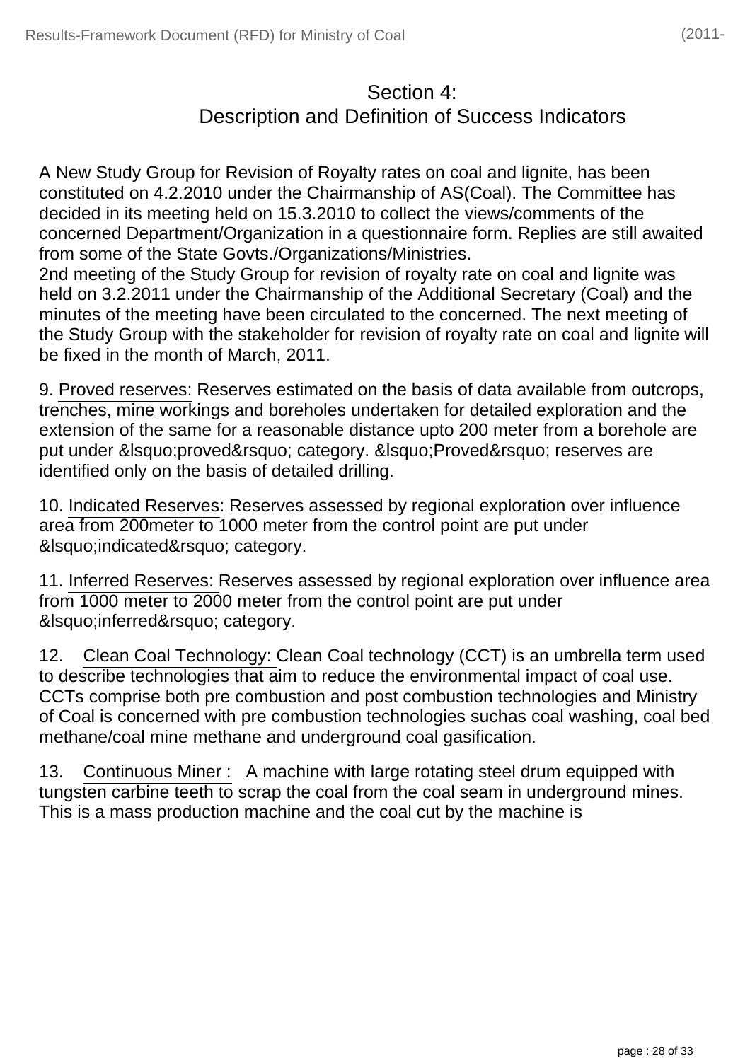## Section 4:
## Description and Definition of Success Indicators

A New Study Group for Revision of Royalty rates on coal and lignite, has been constituted on 4.2.2010 under the Chairmanship of AS(Coal). The Committee has decided in its meeting held on 15.3.2010 to collect the views/comments of the concerned Department/Organization in a questionnaire form. Replies are still awaited from some of the State Govts./Organizations/Ministries.
2nd meeting of the Study Group for revision of royalty rate on coal and lignite was held on 3.2.2011 under the Chairmanship of the Additional Secretary (Coal) and the minutes of the meeting have been circulated to the concerned. The next meeting of the Study Group with the stakeholder for revision of royalty rate on coal and lignite will be fixed in the month of March, 2011.

9. Proved reserves: Reserves estimated on the basis of data available from outcrops, trenches, mine workings and boreholes undertaken for detailed exploration and the extension of the same for a reasonable distance upto 200 meter from a borehole are put under &lsquo;proved&rsquo; category. &lsquo;Proved&rsquo; reserves are identified only on the basis of detailed drilling.

10. Indicated Reserves: Reserves assessed by regional exploration over influence area from 200meter to 1000 meter from the control point are put under &lsquo;indicated&rsquo; category.

11. Inferred Reserves: Reserves assessed by regional exploration over influence area from 1000 meter to 2000 meter from the control point are put under &lsquo;inferred&rsquo; category.

12. Clean Coal Technology: Clean Coal technology (CCT) is an umbrella term used to describe technologies that aim to reduce the environmental impact of coal use. CCTs comprise both pre combustion and post combustion technologies and Ministry of Coal is concerned with pre combustion technologies suchas coal washing, coal bed methane/coal mine methane and underground coal gasification.

13. Continuous Miner : A machine with large rotating steel drum equipped with tungsten carbine teeth to scrap the coal from the coal seam in underground mines. This is a mass production machine and the coal cut by the machine is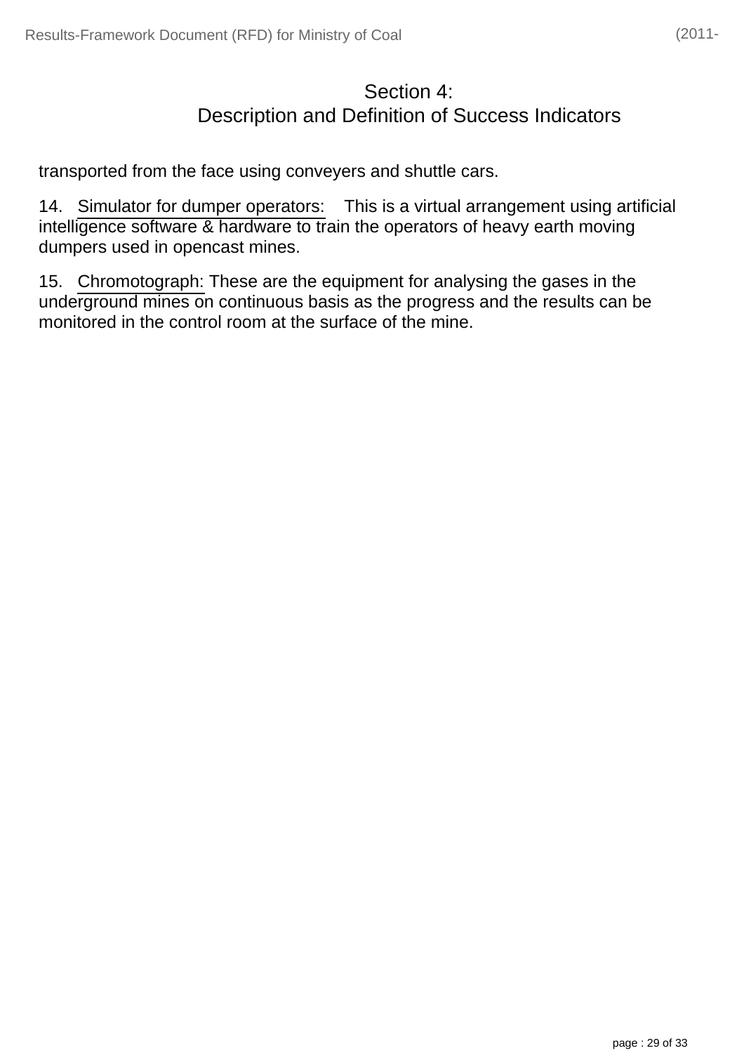# Section 4:
## Description and Definition of Success Indicators

transported from the face using conveyers and shuttle cars.

14. Simulator for dumper operators: This is a virtual arrangement using artificial intelligence software & hardware to train the operators of heavy earth moving dumpers used in opencast mines.

15. Chromotograph: These are the equipment for analysing the gases in the underground mines on continuous basis as the progress and the results can be monitored in the control room at the surface of the mine.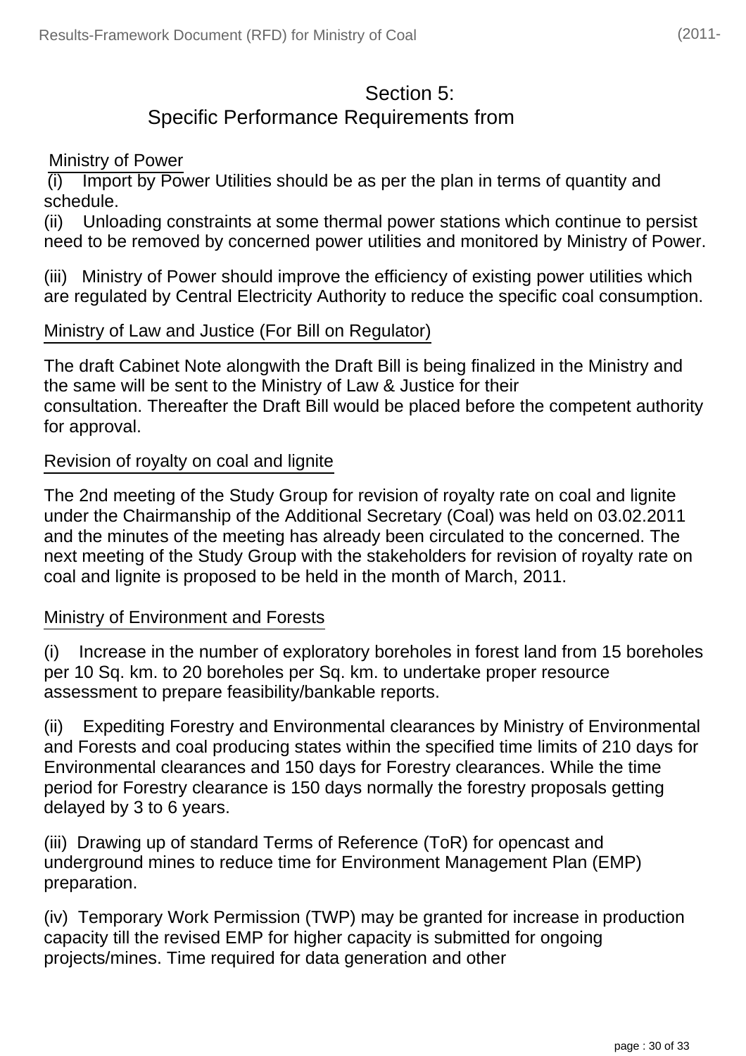## Section 5:
## Specific Performance Requirements from

Ministry of Power

(i) Import by Power Utilities should be as per the plan in terms of quantity and schedule.

(ii) Unloading constraints at some thermal power stations which continue to persist need to be removed by concerned power utilities and monitored by Ministry of Power.

(iii) Ministry of Power should improve the efficiency of existing power utilities which are regulated by Central Electricity Authority to reduce the specific coal consumption.

Ministry of Law and Justice (For Bill on Regulator)

The draft Cabinet Note alongwith the Draft Bill is being finalized in the Ministry and the same will be sent to the Ministry of Law & Justice for their consultation. Thereafter the Draft Bill would be placed before the competent authority for approval.

Revision of royalty on coal and lignite

The 2nd meeting of the Study Group for revision of royalty rate on coal and lignite under the Chairmanship of the Additional Secretary (Coal) was held on 03.02.2011 and the minutes of the meeting has already been circulated to the concerned. The next meeting of the Study Group with the stakeholders for revision of royalty rate on coal and lignite is proposed to be held in the month of March, 2011.

Ministry of Environment and Forests

(i) Increase in the number of exploratory boreholes in forest land from 15 boreholes per 10 Sq. km. to 20 boreholes per Sq. km. to undertake proper resource assessment to prepare feasibility/bankable reports.

(ii) Expediting Forestry and Environmental clearances by Ministry of Environmental and Forests and coal producing states within the specified time limits of 210 days for Environmental clearances and 150 days for Forestry clearances. While the time period for Forestry clearance is 150 days normally the forestry proposals getting delayed by 3 to 6 years.

(iii) Drawing up of standard Terms of Reference (ToR) for opencast and underground mines to reduce time for Environment Management Plan (EMP) preparation.

(iv) Temporary Work Permission (TWP) may be granted for increase in production capacity till the revised EMP for higher capacity is submitted for ongoing projects/mines. Time required for data generation and other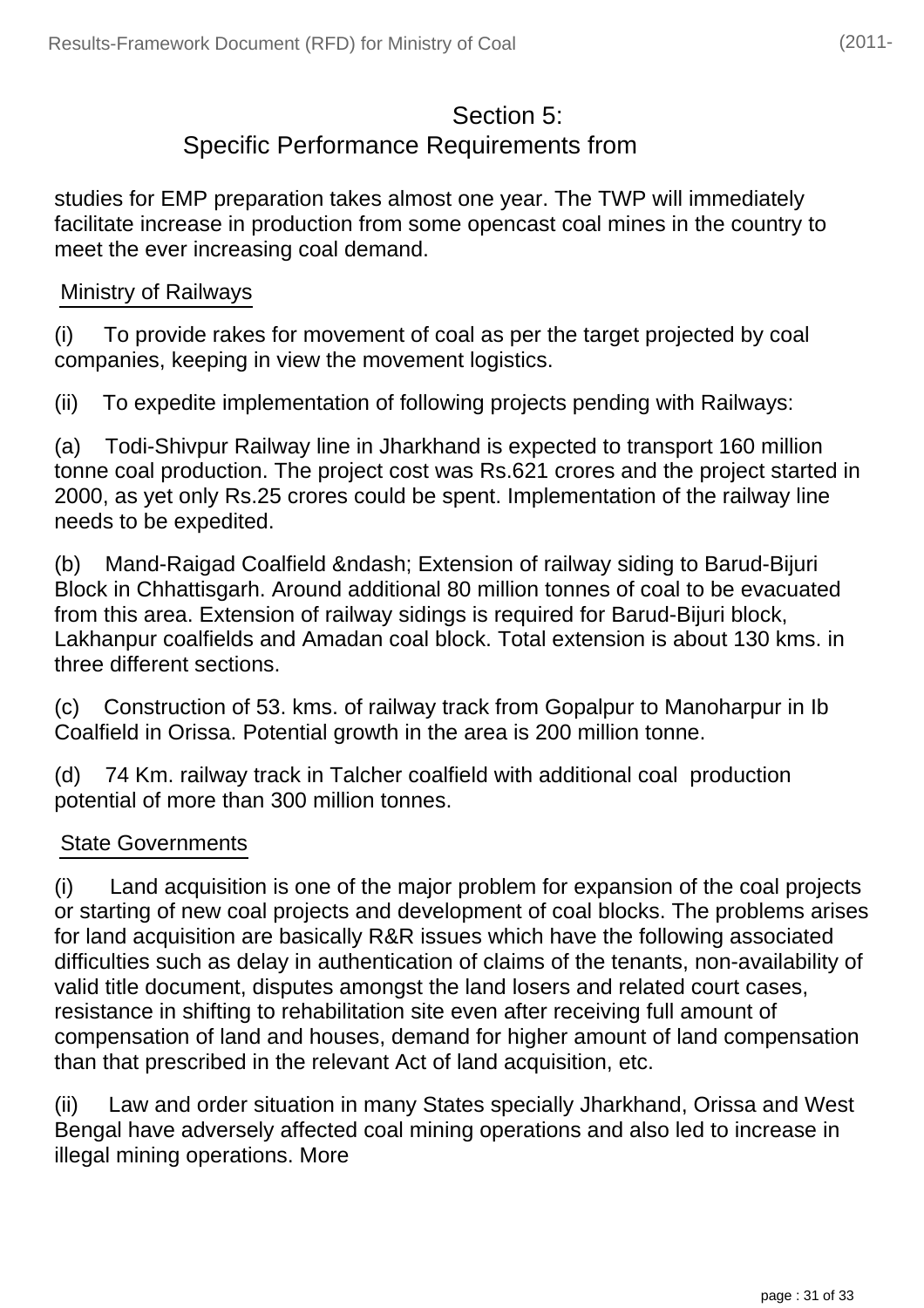## Section 5:
## Specific Performance Requirements from

studies for EMP preparation takes almost one year. The TWP will immediately facilitate increase in production from some opencast coal mines in the country to meet the ever increasing coal demand.

Ministry of Railways

(i) To provide rakes for movement of coal as per the target projected by coal companies, keeping in view the movement logistics.

(ii) To expedite implementation of following projects pending with Railways:

(a) Todi-Shivpur Railway line in Jharkhand is expected to transport 160 million tonne coal production. The project cost was Rs.621 crores and the project started in 2000, as yet only Rs.25 crores could be spent. Implementation of the railway line needs to be expedited.

(b) Mand-Raigad Coalfield &ndash; Extension of railway siding to Barud-Bijuri Block in Chhattisgarh. Around additional 80 million tonnes of coal to be evacuated from this area. Extension of railway sidings is required for Barud-Bijuri block, Lakhanpur coalfields and Amadan coal block. Total extension is about 130 kms. in three different sections.

(c) Construction of 53. kms. of railway track from Gopalpur to Manoharpur in Ib Coalfield in Orissa. Potential growth in the area is 200 million tonne.

(d) 74 Km. railway track in Talcher coalfield with additional coal production potential of more than 300 million tonnes.

State Governments

(i) Land acquisition is one of the major problem for expansion of the coal projects or starting of new coal projects and development of coal blocks. The problems arises for land acquisition are basically R&R issues which have the following associated difficulties such as delay in authentication of claims of the tenants, non-availability of valid title document, disputes amongst the land losers and related court cases, resistance in shifting to rehabilitation site even after receiving full amount of compensation of land and houses, demand for higher amount of land compensation than that prescribed in the relevant Act of land acquisition, etc.

(ii) Law and order situation in many States specially Jharkhand, Orissa and West Bengal have adversely affected coal mining operations and also led to increase in illegal mining operations. More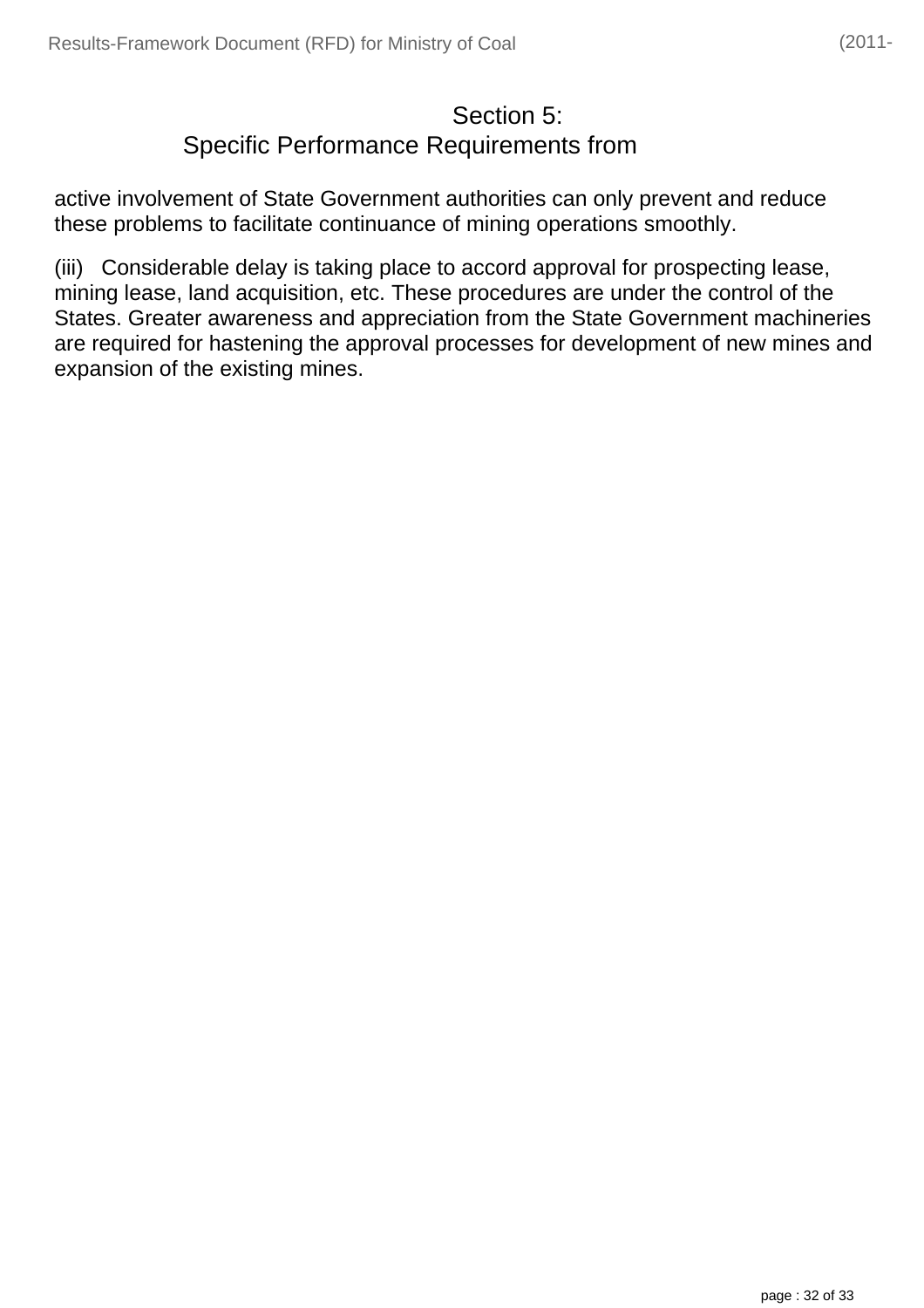## Section 5:
## Specific Performance Requirements from

active involvement of State Government authorities can only prevent and reduce these problems to facilitate continuance of mining operations smoothly.

(iii) Considerable delay is taking place to accord approval for prospecting lease, mining lease, land acquisition, etc. These procedures are under the control of the States. Greater awareness and appreciation from the State Government machineries are required for hastening the approval processes for development of new mines and expansion of the existing mines.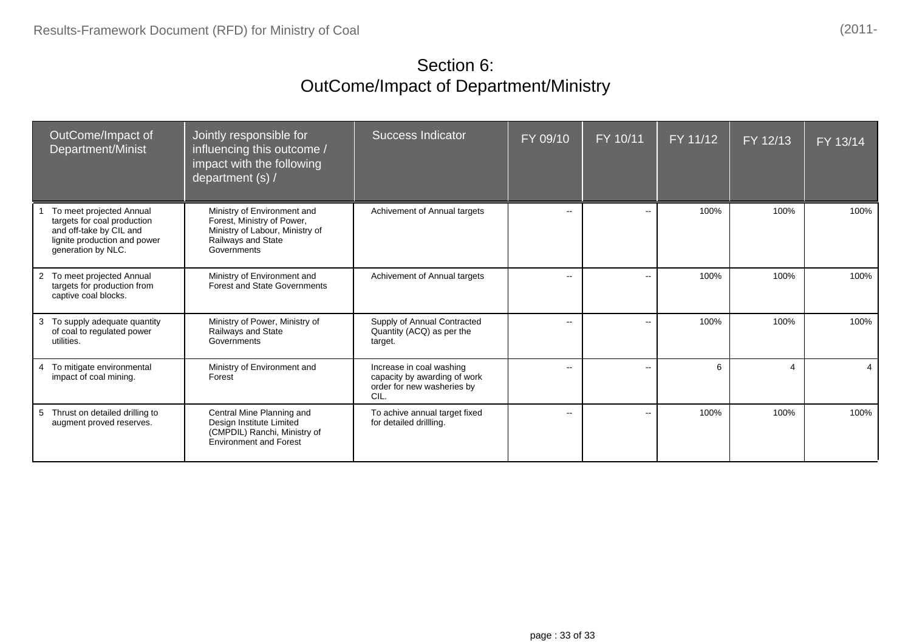# Section 6:
# OutCome/Impact of Department/Ministry

| OutCome/Impact of Department/Minist | Jointly responsible for influencing this outcome / impact with the following department (s) / | Success Indicator | FY 09/10 | FY 10/11 | FY 11/12 | FY 12/13 | FY 13/14 |
|---|---|---|---|---|---|---|---|
| 1 To meet projected Annual targets for coal production and off-take by CIL and lignite production and power generation by NLC. | Ministry of Environment and Forest, Ministry of Power, Ministry of Labour, Ministry of Railways and State Governments | Achivement of Annual targets | -- | -- | 100% | 100% | 100% |
| 2 To meet projected Annual targets for production from captive coal blocks. | Ministry of Environment and Forest and State Governments | Achivement of Annual targets | -- | -- | 100% | 100% | 100% |
| 3 To supply adequate quantity of coal to regulated power utilities. | Ministry of Power, Ministry of Railways and State Governments | Supply of Annual Contracted Quantity (ACQ) as per the target. | -- | -- | 100% | 100% | 100% |
| 4 To mitigate environmental impact of coal mining. | Ministry of Environment and Forest | Increase in coal washing capacity by awarding of work order for new washeries by CIL. | -- | -- | 6 | 4 | 4 |
| 5 Thrust on detailed drilling to augment proved reserves. | Central Mine Planning and Design Institute Limited (CMPDIL) Ranchi, Ministry of Environment and Forest | To achive annual target fixed for detailed drillling. | -- | -- | 100% | 100% | 100% |